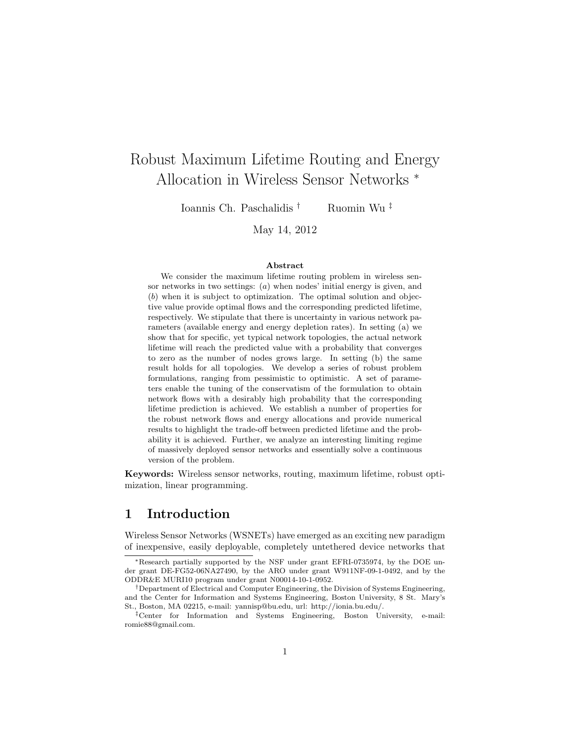# Robust Maximum Lifetime Routing and Energy Allocation in Wireless Sensor Networks *

Ioannis Ch. Paschalidis † Ruomin Wu ‡

May 14, 2012

### Abstract

We consider the maximum lifetime routing problem in wireless sensor networks in two settings: $(a)$ when nodes' initial energy is given, and $(b)$ when it is subject to optimization. The optimal solution and objective value provide optimal flows and the corresponding predicted lifetime, respectively. We stipulate that there is uncertainty in various network parameters (available energy and energy depletion rates). In setting (a) we show that for specific, yet typical network topologies, the actual network lifetime will reach the predicted value with a probability that converges to zero as the number of nodes grows large. In setting (b) the same result holds for all topologies. We develop a series of robust problem formulations, ranging from pessimistic to optimistic. A set of parameters enable the tuning of the conservatism of the formulation to obtain network flows with a desirably high probability that the corresponding lifetime prediction is achieved. We establish a number of properties for the robust network flows and energy allocations and provide numerical results to highlight the trade-off between predicted lifetime and the probability it is achieved. Further, we analyze an interesting limiting regime of massively deployed sensor networks and essentially solve a continuous version of the problem.

**Keywords:** Wireless sensor networks, routing, maximum lifetime, robust optimization, linear programming.

## 1 Introduction

Wireless Sensor Networks (WSNETs) have emerged as an exciting new paradigm of inexpensive, easily deployable, completely untethered device networks that

---

*Research partially supported by the NSF under grant EFRI-0735974, by the DOE under grant DE-FG52-06NA27490, by the ARO under grant W911NF-09-1-0492, and by the ODDR&E MURI10 program under grant N00014-10-1-0952.

†Department of Electrical and Computer Engineering, the Division of Systems Engineering, and the Center for Information and Systems Engineering, Boston University, 8 St. Mary's St., Boston, MA 02215, e-mail: yannisp@bu.edu, url: http://ionia.bu.edu/.

‡Center for Information and Systems Engineering, Boston University, e-mail: romie88@gmail.com.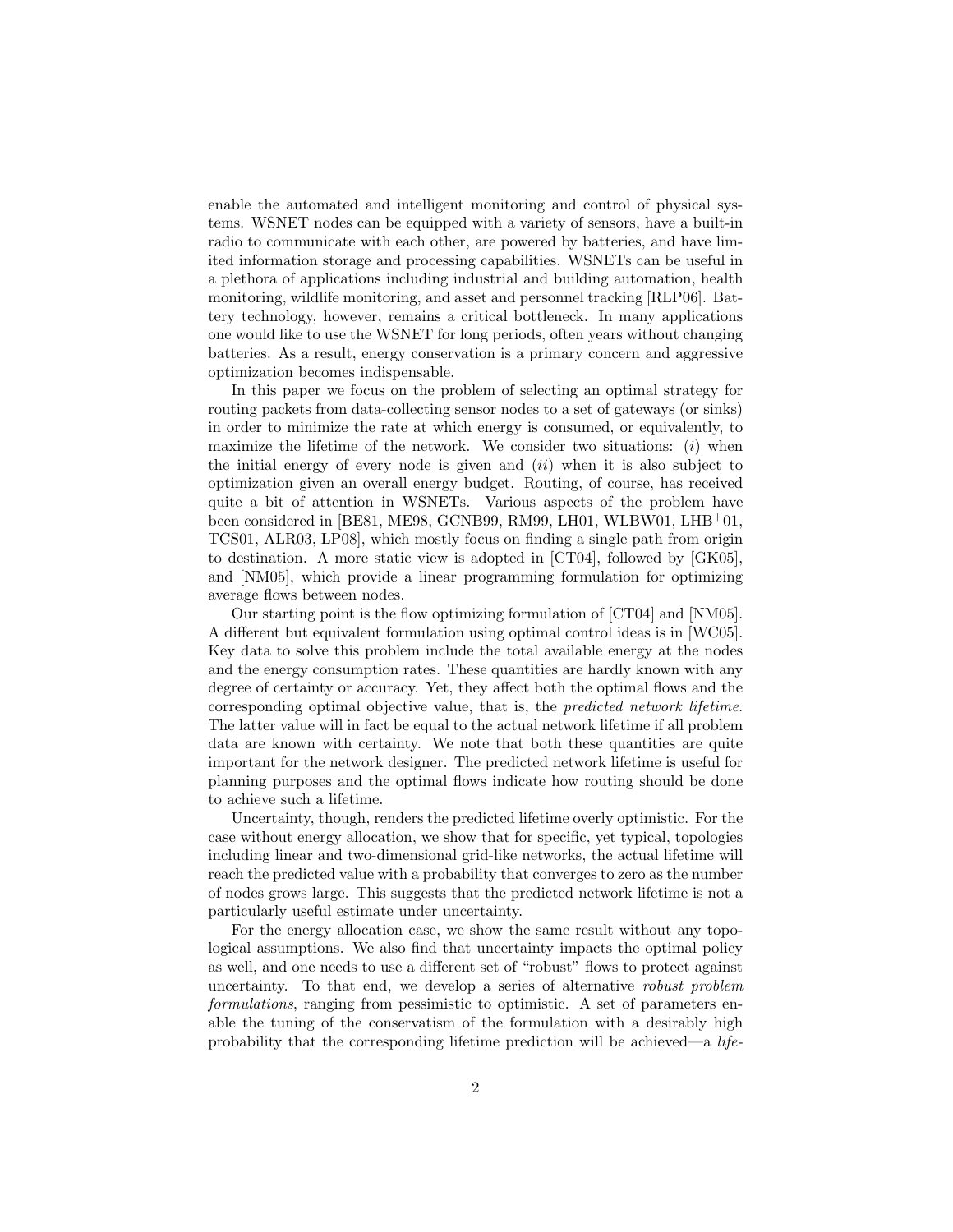enable the automated and intelligent monitoring and control of physical systems. WSNET nodes can be equipped with a variety of sensors, have a built-in radio to communicate with each other, are powered by batteries, and have limited information storage and processing capabilities. WSNETs can be useful in a plethora of applications including industrial and building automation, health monitoring, wildlife monitoring, and asset and personnel tracking [RLP06]. Battery technology, however, remains a critical bottleneck. In many applications one would like to use the WSNET for long periods, often years without changing batteries. As a result, energy conservation is a primary concern and aggressive optimization becomes indispensable.

In this paper we focus on the problem of selecting an optimal strategy for routing packets from data-collecting sensor nodes to a set of gateways (or sinks) in order to minimize the rate at which energy is consumed, or equivalently, to maximize the lifetime of the network. We consider two situations: (*i*) when the initial energy of every node is given and (*ii*) when it is also subject to optimization given an overall energy budget. Routing, of course, has received quite a bit of attention in WSNETs. Various aspects of the problem have been considered in [BE81, ME98, GCNB99, RM99, LH01, WLBW01, LHB+01, TCS01, ALR03, LP08], which mostly focus on finding a single path from origin to destination. A more static view is adopted in [CT04], followed by [GK05], and [NM05], which provide a linear programming formulation for optimizing average flows between nodes.

Our starting point is the flow optimizing formulation of [CT04] and [NM05]. A different but equivalent formulation using optimal control ideas is in [WC05]. Key data to solve this problem include the total available energy at the nodes and the energy consumption rates. These quantities are hardly known with any degree of certainty or accuracy. Yet, they affect both the optimal flows and the corresponding optimal objective value, that is, the *predicted network lifetime*. The latter value will in fact be equal to the actual network lifetime if all problem data are known with certainty. We note that both these quantities are quite important for the network designer. The predicted network lifetime is useful for planning purposes and the optimal flows indicate how routing should be done to achieve such a lifetime.

Uncertainty, though, renders the predicted lifetime overly optimistic. For the case without energy allocation, we show that for specific, yet typical, topologies including linear and two-dimensional grid-like networks, the actual lifetime will reach the predicted value with a probability that converges to zero as the number of nodes grows large. This suggests that the predicted network lifetime is not a particularly useful estimate under uncertainty.

For the energy allocation case, we show the same result without any topological assumptions. We also find that uncertainty impacts the optimal policy as well, and one needs to use a different set of "robust" flows to protect against uncertainty. To that end, we develop a series of alternative *robust problem formulations*, ranging from pessimistic to optimistic. A set of parameters enable the tuning of the conservatism of the formulation with a desirably high probability that the corresponding lifetime prediction will be achieved—a *life-*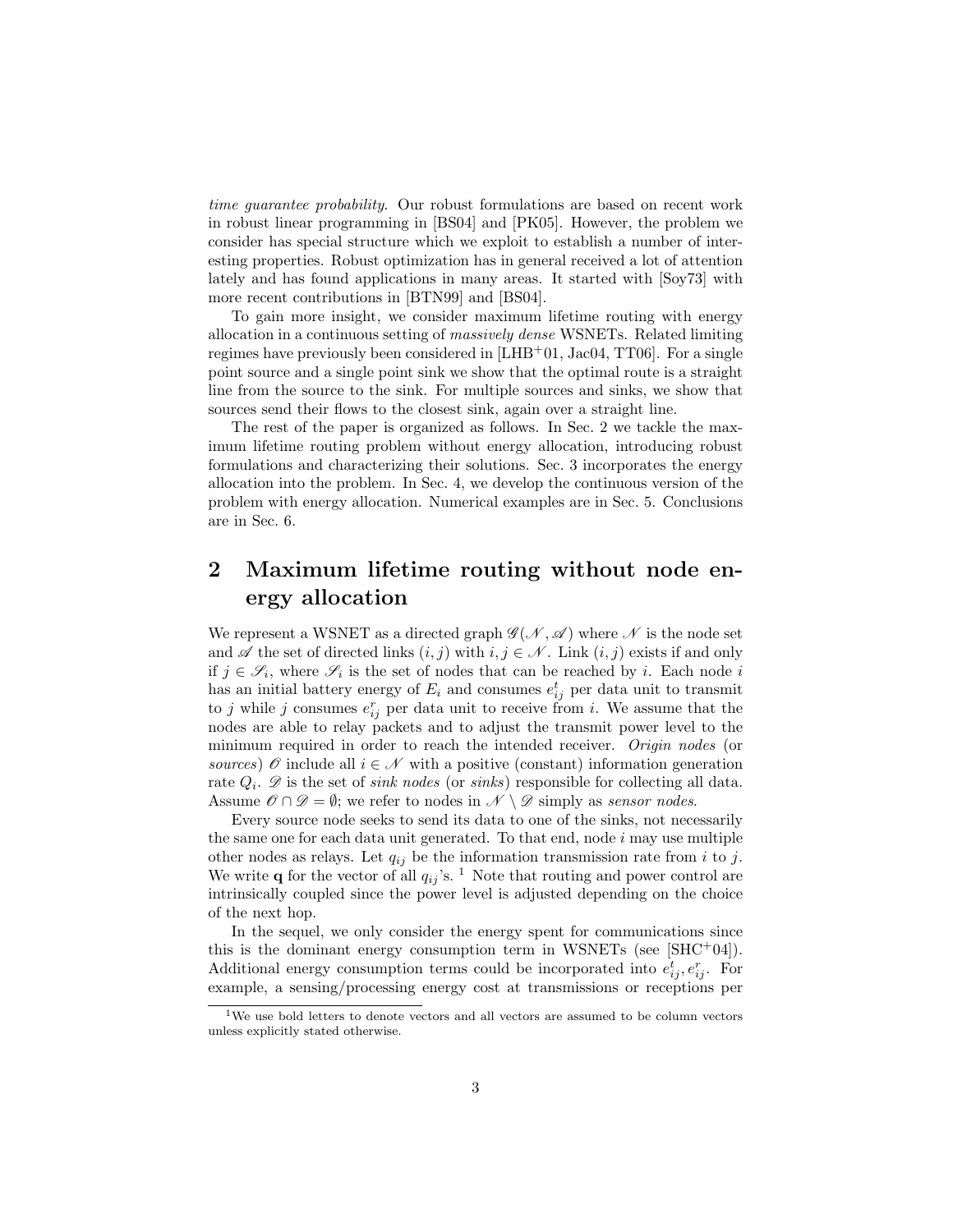*time guarantee probability*. Our robust formulations are based on recent work in robust linear programming in [BS04] and [PK05]. However, the problem we consider has special structure which we exploit to establish a number of interesting properties. Robust optimization has in general received a lot of attention lately and has found applications in many areas. It started with [Soy73] with more recent contributions in [BTN99] and [BS04].

To gain more insight, we consider maximum lifetime routing with energy allocation in a continuous setting of *massively dense* WSNETs. Related limiting regimes have previously been considered in [LHB+01, Jac04, TT06]. For a single point source and a single point sink we show that the optimal route is a straight line from the source to the sink. For multiple sources and sinks, we show that sources send their flows to the closest sink, again over a straight line.

The rest of the paper is organized as follows. In Sec. 2 we tackle the maximum lifetime routing problem without energy allocation, introducing robust formulations and characterizing their solutions. Sec. 3 incorporates the energy allocation into the problem. In Sec. 4, we develop the continuous version of the problem with energy allocation. Numerical examples are in Sec. 5. Conclusions are in Sec. 6.

# 2 Maximum lifetime routing without node energy allocation

We represent a WSNET as a directed graph $\mathscr{G}(\mathscr{N}, \mathscr{A})$ where $\mathscr{N}$ is the node set and $\mathscr{A}$ the set of directed links $(i, j)$ with $i, j \in \mathscr{N}$. Link $(i, j)$ exists if and only if $j \in \mathscr{S}_i$, where $\mathscr{S}_i$ is the set of nodes that can be reached by $i$. Each node $i$ has an initial battery energy of $E_i$ and consumes $e^t_{ij}$ per data unit to transmit to $j$ while $j$ consumes $e^r_{ij}$ per data unit to receive from $i$. We assume that the nodes are able to relay packets and to adjust the transmit power level to the minimum required in order to reach the intended receiver. *Origin nodes* (or *sources*) $\mathscr{O}$ include all $i \in \mathscr{N}$ with a positive (constant) information generation rate $Q_i$. $\mathscr{D}$ is the set of *sink nodes* (or *sinks*) responsible for collecting all data. Assume $\mathscr{O} \cap \mathscr{D} = \emptyset$; we refer to nodes in $\mathscr{N} \setminus \mathscr{D}$ simply as *sensor nodes*.

Every source node seeks to send its data to one of the sinks, not necessarily the same one for each data unit generated. To that end, node $i$ may use multiple other nodes as relays. Let $q_{ij}$ be the information transmission rate from $i$ to $j$. We write $\mathbf{q}$ for the vector of all $q_{ij}$'s. [1] Note that routing and power control are intrinsically coupled since the power level is adjusted depending on the choice of the next hop.

In the sequel, we only consider the energy spent for communications since this is the dominant energy consumption term in WSNETs (see [SHC+04]). Additional energy consumption terms could be incorporated into $e^t_{ij}, e^r_{ij}$. For example, a sensing/processing energy cost at transmissions or receptions per

[1] We use bold letters to denote vectors and all vectors are assumed to be column vectors unless explicitly stated otherwise.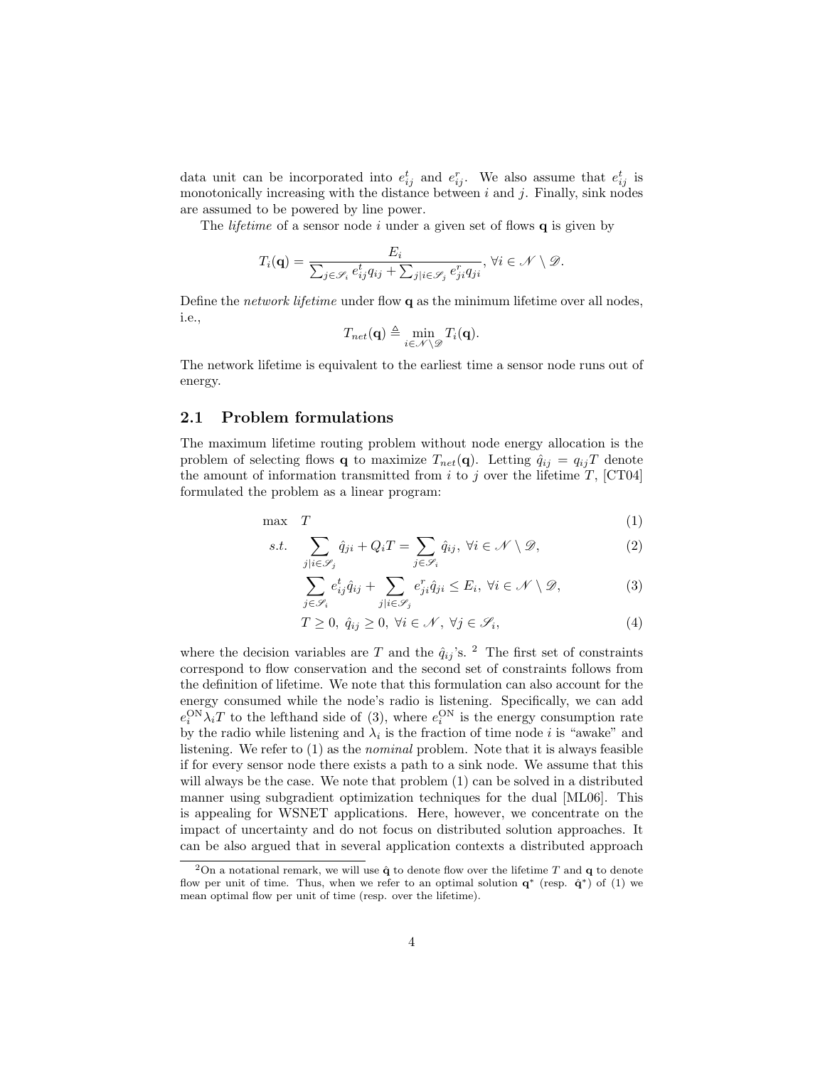data unit can be incorporated into $e^t_{ij}$ and $e^r_{ij}$. We also assume that $e^t_{ij}$ is monotonically increasing with the distance between $i$ and $j$. Finally, sink nodes are assumed to be powered by line power.

The *lifetime* of a sensor node $i$ under a given set of flows $\mathbf{q}$ is given by

$$T_i(\mathbf{q}) = \frac{E_i}{\sum_{j\in\mathscr{S}_i} e^t_{ij} q_{ij} + \sum_{j|i\in\mathscr{S}_j} e^r_{ji} q_{ji}}, \; \forall i \in \mathscr{N} \setminus \mathscr{D}.$$

Define the *network lifetime* under flow $\mathbf{q}$ as the minimum lifetime over all nodes, i.e.,

$$T_{net}(\mathbf{q}) \triangleq \min_{i\in\mathscr{N}\setminus\mathscr{D}} T_i(\mathbf{q}).$$

The network lifetime is equivalent to the earliest time a sensor node runs out of energy.

## 2.1 Problem formulations

The maximum lifetime routing problem without node energy allocation is the problem of selecting flows $\mathbf{q}$ to maximize $T_{net}(\mathbf{q})$. Letting $\hat{q}_{ij} = q_{ij}T$ denote the amount of information transmitted from $i$ to $j$ over the lifetime $T$, [CT04] formulated the problem as a linear program:

$$\max \quad T \tag{1}$$

$$s.t. \quad \sum_{j|i\in\mathscr{S}_j} \hat{q}_{ji} + Q_i T = \sum_{j\in\mathscr{S}_i} \hat{q}_{ij}, \; \forall i \in \mathscr{N} \setminus \mathscr{D}, \tag{2}$$

$$\sum_{j\in\mathscr{S}_i} e^t_{ij} \hat{q}_{ij} + \sum_{j|i\in\mathscr{S}_j} e^r_{ji} \hat{q}_{ji} \le E_i, \; \forall i \in \mathscr{N} \setminus \mathscr{D}, \tag{3}$$

$$T \ge 0, \; \hat{q}_{ij} \ge 0, \; \forall i \in \mathscr{N}, \; \forall j \in \mathscr{S}_i, \tag{4}$$

where the decision variables are $T$ and the $\hat{q}_{ij}$'s. [2] The first set of constraints correspond to flow conservation and the second set of constraints follows from the definition of lifetime. We note that this formulation can also account for the energy consumed while the node's radio is listening. Specifically, we can add $e^{\mathrm{ON}}_i \lambda_i T$ to the lefthand side of (3), where $e^{\mathrm{ON}}_i$ is the energy consumption rate by the radio while listening and $\lambda_i$ is the fraction of time node $i$ is "awake" and listening. We refer to (1) as the *nominal* problem. Note that it is always feasible if for every sensor node there exists a path to a sink node. We assume that this will always be the case. We note that problem (1) can be solved in a distributed manner using subgradient optimization techniques for the dual [ML06]. This is appealing for WSNET applications. Here, however, we concentrate on the impact of uncertainty and do not focus on distributed solution approaches. It can be also argued that in several application contexts a distributed approach

---

[2] On a notational remark, we will use $\hat{\mathbf{q}}$ to denote flow over the lifetime $T$ and $\mathbf{q}$ to denote flow per unit of time. Thus, when we refer to an optimal solution $\mathbf{q}^*$ (resp. $\hat{\mathbf{q}}^*$) of (1) we mean optimal flow per unit of time (resp. over the lifetime).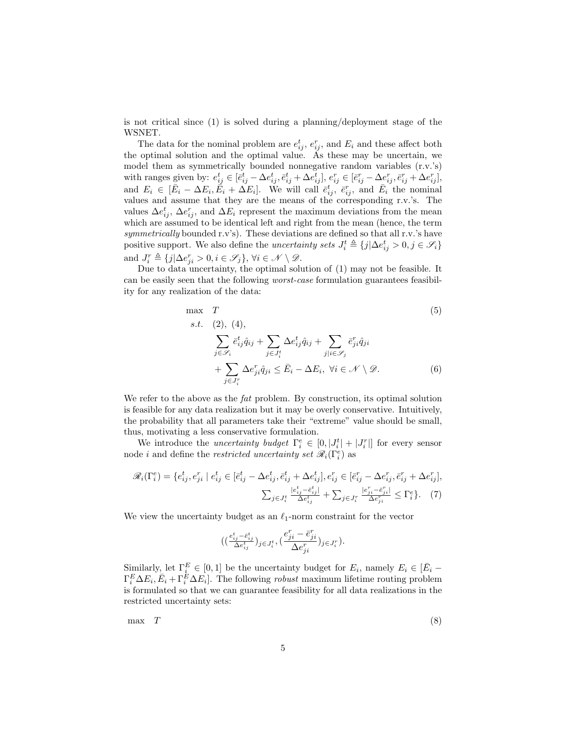is not critical since (1) is solved during a planning/deployment stage of the WSNET.

The data for the nominal problem are $e^t_{ij}$, $e^r_{ij}$, and $E_i$ and these affect both the optimal solution and the optimal value. As these may be uncertain, we model them as symmetrically bounded nonnegative random variables (r.v.'s) with ranges given by: $e^t_{ij} \in [\bar{e}^t_{ij} - \Delta e^t_{ij}, \bar{e}^t_{ij} + \Delta e^t_{ij}]$, $e^r_{ij} \in [\bar{e}^r_{ij} - \Delta e^r_{ij}, \bar{e}^r_{ij} + \Delta e^r_{ij}]$, and $E_i \in [\bar{E}_i - \Delta E_i, \bar{E}_i + \Delta E_i]$. We will call $\bar{e}^t_{ij}$, $\bar{e}^r_{ij}$, and $\bar{E}_i$ the nominal values and assume that they are the means of the corresponding r.v.'s. The values $\Delta e^t_{ij}$, $\Delta e^r_{ij}$, and $\Delta E_i$ represent the maximum deviations from the mean which are assumed to be identical left and right from the mean (hence, the term *symmetrically* bounded r.v's). These deviations are defined so that all r.v.'s have positive support. We also define the *uncertainty sets* $J^t_i \triangleq \{j | \Delta e^t_{ij} > 0, j \in \mathscr{S}_i\}$ and $J^r_i \triangleq \{j | \Delta e^r_{ji} > 0, i \in \mathscr{S}_j\}$, $\forall i \in \mathscr{N} \setminus \mathscr{D}$.

Due to data uncertainty, the optimal solution of (1) may not be feasible. It can be easily seen that the following *worst-case* formulation guarantees feasibility for any realization of the data:

$$
\begin{aligned}
\max \quad & T & (5)\\
s.t. \quad & (2),\ (4), \\
& \sum_{j \in \mathscr{S}_i} \bar{e}^t_{ij} \hat{q}_{ij} + \sum_{j \in J^t_i} \Delta e^t_{ij} \hat{q}_{ij} + \sum_{j | i \in \mathscr{S}_j} \bar{e}^r_{ji} \hat{q}_{ji} \\
& + \sum_{j \in J^r_i} \Delta e^r_{ji} \hat{q}_{ji} \leq \bar{E}_i - \Delta E_i, \ \forall i \in \mathscr{N} \setminus \mathscr{D}. & (6)
\end{aligned}
$$

We refer to the above as the *fat* problem. By construction, its optimal solution is feasible for any data realization but it may be overly conservative. Intuitively, the probability that all parameters take their "extreme" value should be small, thus, motivating a less conservative formulation.

We introduce the *uncertainty budget* $\Gamma^e_i \in [0, |J^t_i| + |J^r_i|]$ for every sensor node $i$ and define the *restricted uncertainty set* $\mathscr{R}_i(\Gamma^e_i)$ as

$$
\begin{aligned}
\mathscr{R}_i(\Gamma^e_i) = \{e^t_{ij}, e^r_{ji} \mid e^t_{ij} \in [\bar{e}^t_{ij} - \Delta e^t_{ij}, \bar{e}^t_{ij} + \Delta e^t_{ij}], e^r_{ij} \in [\bar{e}^r_{ij} - \Delta e^r_{ij}, \bar{e}^r_{ij} + \Delta e^r_{ij}], \\
\textstyle\sum_{j \in J^t_i} \frac{|e^t_{ij} - \bar{e}^t_{ij}|}{\Delta e^t_{ij}} + \sum_{j \in J^r_i} \frac{|e^r_{ji} - \bar{e}^r_{ji}|}{\Delta e^r_{ji}} \leq \Gamma^e_i\}. \quad (7)
\end{aligned}
$$

We view the uncertainty budget as an $\ell_1$-norm constraint for the vector

$$
\left( \left(\tfrac{e^t_{ij} - \bar{e}^t_{ij}}{\Delta e^t_{ij}}\right)_{j \in J^t_i}, \left(\frac{e^r_{ji} - \bar{e}^r_{ji}}{\Delta e^r_{ji}}\right)_{j \in J^r_i} \right).
$$

Similarly, let $\Gamma^E_i \in [0,1]$ be the uncertainty budget for $E_i$, namely $E_i \in [\bar{E}_i - \Gamma^E_i \Delta E_i, \bar{E}_i + \Gamma^E_i \Delta E_i]$. The following *robust* maximum lifetime routing problem is formulated so that we can guarantee feasibility for all data realizations in the restricted uncertainty sets:

$$
\max \quad T \qquad (8)
$$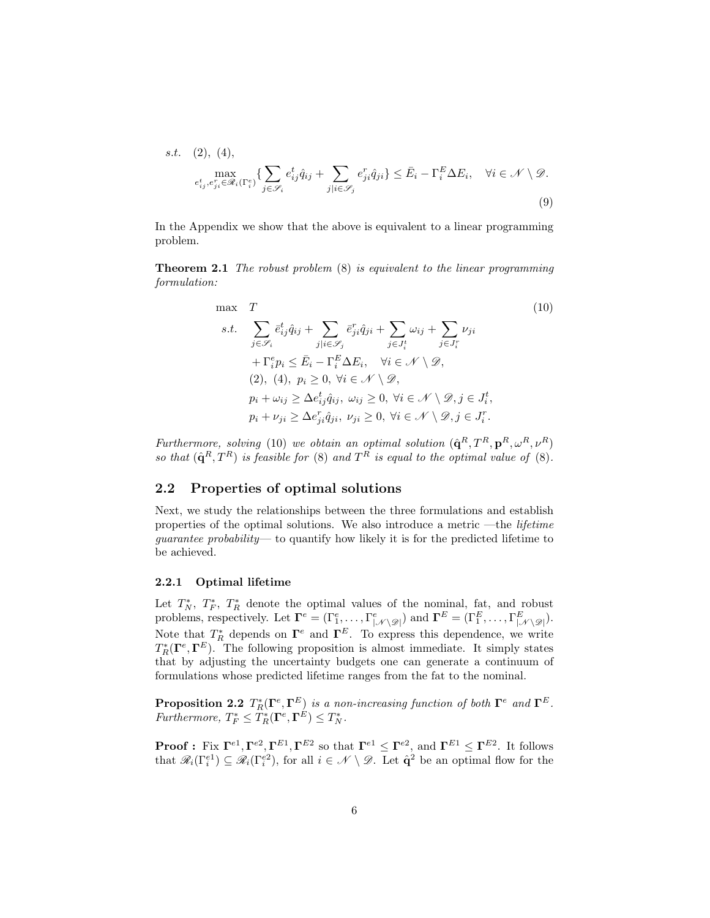$$
\begin{aligned}
s.t.\quad & (2),\ (4), \\
& \max_{e^t_{ij}, e^r_{ji} \in \mathscr{R}_i(\Gamma^e_i)} \Big\{ \sum_{j \in \mathscr{S}_i} e^t_{ij} \hat{q}_{ij} + \sum_{j | i \in \mathscr{S}_j} e^r_{ji} \hat{q}_{ji} \Big\} \leq \bar{E}_i - \Gamma^E_i \Delta E_i, \quad \forall i \in \mathscr{N} \setminus \mathscr{D}.
\end{aligned} \tag{9}
$$

In the Appendix we show that the above is equivalent to a linear programming problem.

**Theorem 2.1** *The robust problem* (8) *is equivalent to the linear programming formulation:*

$$
\begin{aligned}
\max\quad & T \\
s.t.\quad & \sum_{j \in \mathscr{S}_i} \bar{e}^t_{ij} \hat{q}_{ij} + \sum_{j | i \in \mathscr{S}_j} \bar{e}^r_{ji} \hat{q}_{ji} + \sum_{j \in J^t_i} \omega_{ij} + \sum_{j \in J^r_i} \nu_{ji} \\
& + \Gamma^e_i p_i \leq \bar{E}_i - \Gamma^E_i \Delta E_i, \quad \forall i \in \mathscr{N} \setminus \mathscr{D}, \\
& (2),\ (4),\ p_i \geq 0,\ \forall i \in \mathscr{N} \setminus \mathscr{D}, \\
& p_i + \omega_{ij} \geq \Delta e^t_{ij} \hat{q}_{ij},\ \omega_{ij} \geq 0,\ \forall i \in \mathscr{N} \setminus \mathscr{D}, j \in J^t_i, \\
& p_i + \nu_{ji} \geq \Delta e^r_{ji} \hat{q}_{ji},\ \nu_{ji} \geq 0,\ \forall i \in \mathscr{N} \setminus \mathscr{D}, j \in J^r_i.
\end{aligned} \tag{10}
$$

*Furthermore, solving* (10) *we obtain an optimal solution* $(\hat{\mathbf{q}}^R, T^R, \mathbf{p}^R, \omega^R, \nu^R)$ *so that* $(\hat{\mathbf{q}}^R, T^R)$ *is feasible for* (8) *and* $T^R$ *is equal to the optimal value of* (8).

## 2.2 Properties of optimal solutions

Next, we study the relationships between the three formulations and establish properties of the optimal solutions. We also introduce a metric —the *lifetime guarantee probability*— to quantify how likely it is for the predicted lifetime to be achieved.

### 2.2.1 Optimal lifetime

Let $T^*_N$, $T^*_F$, $T^*_R$ denote the optimal values of the nominal, fat, and robust problems, respectively. Let $\mathbf{\Gamma}^e = (\Gamma^e_1, \ldots, \Gamma^e_{|\mathscr{N} \setminus \mathscr{D}|})$ and $\mathbf{\Gamma}^E = (\Gamma^E_1, \ldots, \Gamma^E_{|\mathscr{N} \setminus \mathscr{D}|})$. Note that $T^*_R$ depends on $\mathbf{\Gamma}^e$ and $\mathbf{\Gamma}^E$. To express this dependence, we write $T^*_R(\mathbf{\Gamma}^e, \mathbf{\Gamma}^E)$. The following proposition is almost immediate. It simply states that by adjusting the uncertainty budgets one can generate a continuum of formulations whose predicted lifetime ranges from the fat to the nominal.

**Proposition 2.2** $T^*_R(\mathbf{\Gamma}^e, \mathbf{\Gamma}^E)$ *is a non-increasing function of both* $\mathbf{\Gamma}^e$ *and* $\mathbf{\Gamma}^E$. *Furthermore,* $T^*_F \leq T^*_R(\mathbf{\Gamma}^e, \mathbf{\Gamma}^E) \leq T^*_N$.

**Proof :** Fix $\mathbf{\Gamma}^{e1}, \mathbf{\Gamma}^{e2}, \mathbf{\Gamma}^{E1}, \mathbf{\Gamma}^{E2}$ so that $\mathbf{\Gamma}^{e1} \leq \mathbf{\Gamma}^{e2}$, and $\mathbf{\Gamma}^{E1} \leq \mathbf{\Gamma}^{E2}$. It follows that $\mathscr{R}_i(\Gamma^{e1}_i) \subseteq \mathscr{R}_i(\Gamma^{e2}_i)$, for all $i \in \mathscr{N} \setminus \mathscr{D}$. Let $\hat{\mathbf{q}}^2$ be an optimal flow for the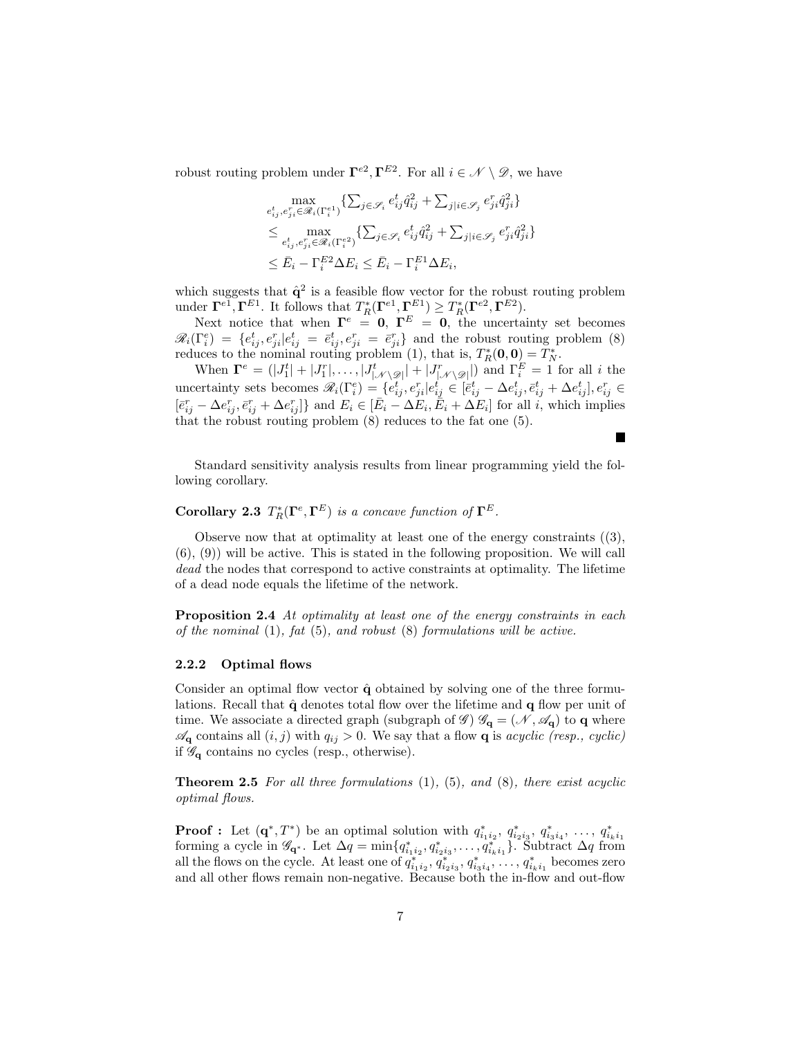robust routing problem under $\mathbf{\Gamma}^{e2}, \mathbf{\Gamma}^{E2}$. For all $i \in \mathscr{N} \setminus \mathscr{D}$, we have

$$
\begin{aligned}
&\max_{e^t_{ij}, e^r_{ji} \in \mathscr{R}_i(\Gamma^{e1}_i)} \{\textstyle\sum_{j \in \mathscr{S}_i} e^t_{ij} \hat{q}^2_{ij} + \sum_{j | i \in \mathscr{S}_j} e^r_{ji} \hat{q}^2_{ji}\} \\
&\leq \max_{e^t_{ij}, e^r_{ji} \in \mathscr{R}_i(\Gamma^{e2}_i)} \{\textstyle\sum_{j \in \mathscr{S}_i} e^t_{ij} \hat{q}^2_{ij} + \sum_{j | i \in \mathscr{S}_j} e^r_{ji} \hat{q}^2_{ji}\} \\
&\leq \bar{E}_i - \Gamma^{E2}_i \Delta E_i \leq \bar{E}_i - \Gamma^{E1}_i \Delta E_i,
\end{aligned}
$$

which suggests that $\hat{\mathbf{q}}^2$ is a feasible flow vector for the robust routing problem under $\mathbf{\Gamma}^{e1}, \mathbf{\Gamma}^{E1}$. It follows that $T^*_R(\mathbf{\Gamma}^{e1}, \mathbf{\Gamma}^{E1}) \geq T^*_R(\mathbf{\Gamma}^{e2}, \mathbf{\Gamma}^{E2})$.

Next notice that when $\mathbf{\Gamma}^e = \mathbf{0}$, $\mathbf{\Gamma}^E = \mathbf{0}$, the uncertainty set becomes $\mathscr{R}_i(\Gamma^e_i) = \{e^t_{ij}, e^r_{ji} | e^t_{ij} = \bar{e}^t_{ij}, e^r_{ji} = \bar{e}^r_{ji}\}$ and the robust routing problem (8) reduces to the nominal routing problem (1), that is, $T^*_R(\mathbf{0}, \mathbf{0}) = T^*_N$.

When $\mathbf{\Gamma}^e = (|J^t_1| + |J^r_1|, \ldots, |J^t_{|\mathscr{N} \setminus \mathscr{D}|}| + |J^r_{|\mathscr{N} \setminus \mathscr{D}|}|)$ and $\Gamma^E_i = 1$ for all $i$ the uncertainty sets becomes $\mathscr{R}_i(\Gamma^e_i) = \{e^t_{ij}, e^r_{ji} | e^t_{ij} \in [\bar{e}^t_{ij} - \Delta e^t_{ij}, \bar{e}^t_{ij} + \Delta e^t_{ij}], e^r_{ij} \in [\bar{e}^r_{ij} - \Delta e^r_{ij}, \bar{e}^r_{ij} + \Delta e^r_{ij}]\}$ and $E_i \in [\bar{E}_i - \Delta E_i, \bar{E}_i + \Delta E_i]$ for all $i$, which implies that the robust routing problem (8) reduces to the fat one (5).

■

Standard sensitivity analysis results from linear programming yield the following corollary.

**Corollary 2.3** *$T^*_R(\mathbf{\Gamma}^e, \mathbf{\Gamma}^E)$ is a concave function of $\mathbf{\Gamma}^E$.*

Observe now that at optimality at least one of the energy constraints ((3), (6), (9)) will be active. This is stated in the following proposition. We will call *dead* the nodes that correspond to active constraints at optimality. The lifetime of a dead node equals the lifetime of the network.

**Proposition 2.4** *At optimality at least one of the energy constraints in each of the nominal (1), fat (5), and robust (8) formulations will be active.*

### 2.2.2 Optimal flows

Consider an optimal flow vector $\hat{\mathbf{q}}$ obtained by solving one of the three formulations. Recall that $\hat{\mathbf{q}}$ denotes total flow over the lifetime and $\mathbf{q}$ flow per unit of time. We associate a directed graph (subgraph of $\mathscr{G}$) $\mathscr{G}_{\mathbf{q}} = (\mathscr{N}, \mathscr{A}_{\mathbf{q}})$ to $\mathbf{q}$ where $\mathscr{A}_{\mathbf{q}}$ contains all $(i,j)$ with $q_{ij} > 0$. We say that a flow $\mathbf{q}$ is *acyclic (resp., cyclic)* if $\mathscr{G}_{\mathbf{q}}$ contains no cycles (resp., otherwise).

**Theorem 2.5** *For all three formulations (1), (5), and (8), there exist acyclic optimal flows.*

**Proof :** Let $(\mathbf{q}^*, T^*)$ be an optimal solution with $q^*_{i_1 i_2}, q^*_{i_2 i_3}, q^*_{i_3 i_4}, \ldots, q^*_{i_k i_1}$ forming a cycle in $\mathscr{G}_{\mathbf{q}^*}$. Let $\Delta q = \min\{q^*_{i_1 i_2}, q^*_{i_2 i_3}, \ldots, q^*_{i_k i_1}\}$. Subtract $\Delta q$ from all the flows on the cycle. At least one of $q^*_{i_1 i_2}, q^*_{i_2 i_3}, q^*_{i_3 i_4}, \ldots, q^*_{i_k i_1}$ becomes zero and all other flows remain non-negative. Because both the in-flow and out-flow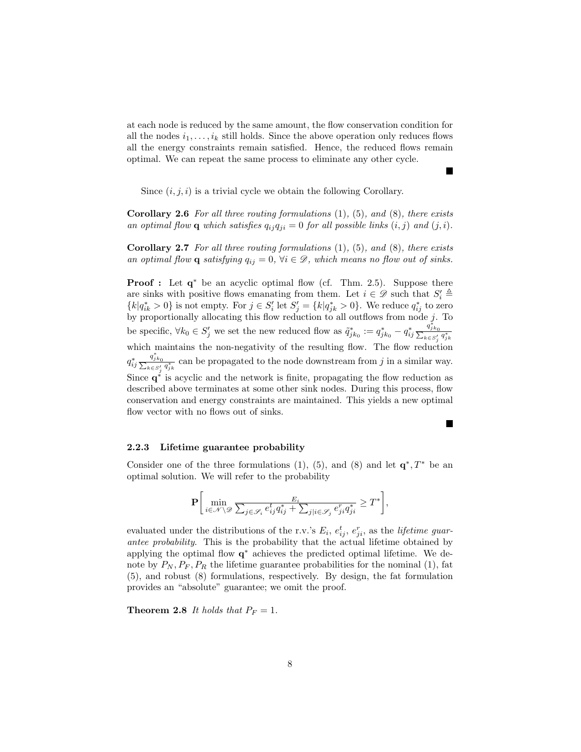at each node is reduced by the same amount, the flow conservation condition for all the nodes $i_1, \dots, i_k$ still holds. Since the above operation only reduces flows all the energy constraints remain satisfied. Hence, the reduced flows remain optimal. We can repeat the same process to eliminate any other cycle. ■

Since $(i, j, i)$ is a trivial cycle we obtain the following Corollary.

**Corollary 2.6** *For all three routing formulations* (1), (5), *and* (8)*, there exists an optimal flow* $\mathbf{q}$ *which satisfies* $q_{ij}q_{ji} = 0$ *for all possible links* $(i, j)$ *and* $(j, i)$*.*

**Corollary 2.7** *For all three routing formulations* (1), (5), *and* (8)*, there exists an optimal flow* $\mathbf{q}$ *satisfying* $q_{ij} = 0$*,* $\forall i \in \mathscr{D}$*, which means no flow out of sinks.*

**Proof :** Let $\mathbf{q}^*$ be an acyclic optimal flow (cf. Thm. 2.5). Suppose there are sinks with positive flows emanating from them. Let $i \in \mathscr{D}$ such that $S_i' \triangleq \{k | q_{ik}^* > 0\}$ is not empty. For $j \in S_i'$ let $S_j' = \{k | q_{jk}^* > 0\}$. We reduce $q_{ij}^*$ to zero by proportionally allocating this flow reduction to all outflows from node $j$. To be specific, $\forall k_0 \in S_j'$ we set the new reduced flow as $\tilde{q}_{jk_0}^* := q_{jk_0}^* - q_{ij}^* \frac{q_{jk_0}^*}{\sum_{k \in S_j'} q_{jk}^*}$ which maintains the non-negativity of the resulting flow. The flow reduction $q_{ij}^* \frac{q_{jk_0}^*}{\sum_{k \in S_j'} q_{jk}^*}$ can be propagated to the node downstream from $j$ in a similar way. Since $\mathbf{q}^*$ is acyclic and the network is finite, propagating the flow reduction as described above terminates at some other sink nodes. During this process, flow conservation and energy constraints are maintained. This yields a new optimal flow vector with no flows out of sinks. ■

### 2.2.3 Lifetime guarantee probability

Consider one of the three formulations (1), (5), and (8) and let $\mathbf{q}^*, T^*$ be an optimal solution. We will refer to the probability

$$\mathbf{P}\left[\min_{i \in \mathscr{N} \setminus \mathscr{D}} \frac{E_i}{\sum_{j \in \mathscr{S}_i} e_{ij}^t q_{ij}^* + \sum_{j | i \in \mathscr{S}_j} e_{ji}^r q_{ji}^*} \geq T^*\right],$$

evaluated under the distributions of the r.v.'s $E_i$, $e_{ij}^t$, $e_{ji}^r$, as the *lifetime guarantee probability*. This is the probability that the actual lifetime obtained by applying the optimal flow $\mathbf{q}^*$ achieves the predicted optimal lifetime. We denote by $P_N, P_F, P_R$ the lifetime guarantee probabilities for the nominal (1), fat (5), and robust (8) formulations, respectively. By design, the fat formulation provides an "absolute" guarantee; we omit the proof.

**Theorem 2.8** *It holds that* $P_F = 1$*.*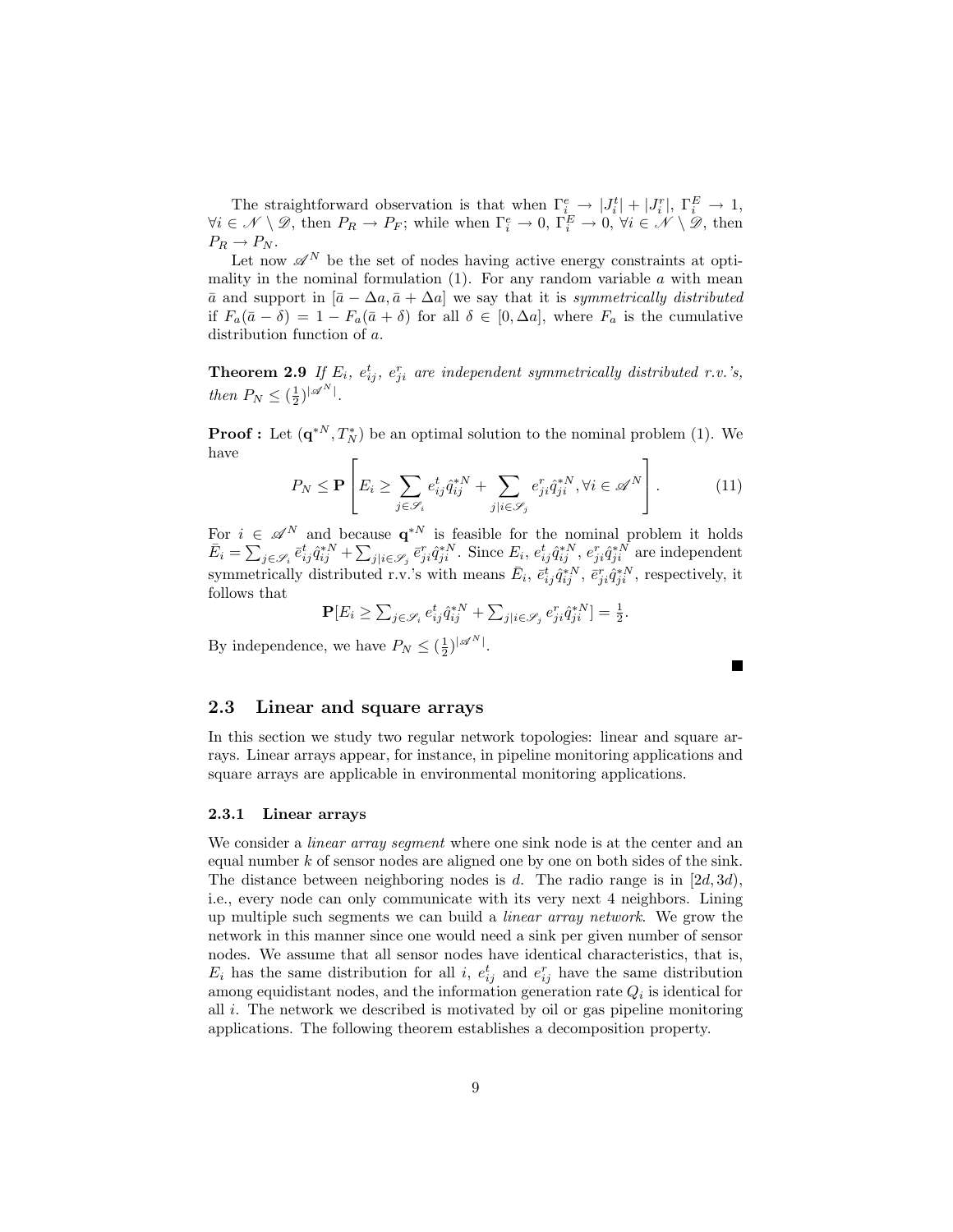The straightforward observation is that when $\Gamma_i^e \to |J_i^t| + |J_i^r|$, $\Gamma_i^E \to 1$, $\forall i \in \mathscr{N} \setminus \mathscr{D}$, then $P_R \to P_F$; while when $\Gamma_i^e \to 0$, $\Gamma_i^E \to 0$, $\forall i \in \mathscr{N} \setminus \mathscr{D}$, then $P_R \to P_N$.

Let now $\mathscr{A}^N$ be the set of nodes having active energy constraints at optimality in the nominal formulation (1). For any random variable $a$ with mean $\bar{a}$ and support in $[\bar{a} - \Delta a, \bar{a} + \Delta a]$ we say that it is *symmetrically distributed* if $F_a(\bar{a} - \delta) = 1 - F_a(\bar{a} + \delta)$ for all $\delta \in [0, \Delta a]$, where $F_a$ is the cumulative distribution function of $a$.

**Theorem 2.9** *If $E_i$, $e_{ij}^t$, $e_{ji}^r$ are independent symmetrically distributed r.v.'s, then $P_N \leq (\frac{1}{2})^{|\mathscr{A}^N|}$.*

**Proof :** Let $(\mathbf{q}^{*N}, T_N^*)$ be an optimal solution to the nominal problem (1). We have

$$P_N \leq \mathbf{P}\left[E_i \geq \sum_{j \in \mathscr{S}_i} e_{ij}^t \hat{q}_{ij}^{*N} + \sum_{j | i \in \mathscr{S}_j} e_{ji}^r \hat{q}_{ji}^{*N}, \forall i \in \mathscr{A}^N\right]. \tag{11}$$

For $i \in \mathscr{A}^N$ and because $\mathbf{q}^{*N}$ is feasible for the nominal problem it holds $\bar{E}_i = \sum_{j \in \mathscr{S}_i} \bar{e}_{ij}^t \hat{q}_{ij}^{*N} + \sum_{j | i \in \mathscr{S}_j} \bar{e}_{ji}^r \hat{q}_{ji}^{*N}$. Since $E_i$, $e_{ij}^t \hat{q}_{ij}^{*N}$, $e_{ji}^r \hat{q}_{ji}^{*N}$ are independent symmetrically distributed r.v.'s with means $\bar{E}_i$, $\bar{e}_{ij}^t \hat{q}_{ij}^{*N}$, $\bar{e}_{ji}^r \hat{q}_{ji}^{*N}$, respectively, it follows that

$$\mathbf{P}[E_i \geq \textstyle\sum_{j \in \mathscr{S}_i} e_{ij}^t \hat{q}_{ij}^{*N} + \sum_{j | i \in \mathscr{S}_j} e_{ji}^r \hat{q}_{ji}^{*N}] = \frac{1}{2}.$$

By independence, we have $P_N \leq (\frac{1}{2})^{|\mathscr{A}^N|}$.

■

## 2.3 Linear and square arrays

In this section we study two regular network topologies: linear and square arrays. Linear arrays appear, for instance, in pipeline monitoring applications and square arrays are applicable in environmental monitoring applications.

### 2.3.1 Linear arrays

We consider a *linear array segment* where one sink node is at the center and an equal number $k$ of sensor nodes are aligned one by one on both sides of the sink. The distance between neighboring nodes is $d$. The radio range is in $[2d, 3d)$, i.e., every node can only communicate with its very next 4 neighbors. Lining up multiple such segments we can build a *linear array network*. We grow the network in this manner since one would need a sink per given number of sensor nodes. We assume that all sensor nodes have identical characteristics, that is, $E_i$ has the same distribution for all $i$, $e_{ij}^t$ and $e_{ij}^r$ have the same distribution among equidistant nodes, and the information generation rate $Q_i$ is identical for all $i$. The network we described is motivated by oil or gas pipeline monitoring applications. The following theorem establishes a decomposition property.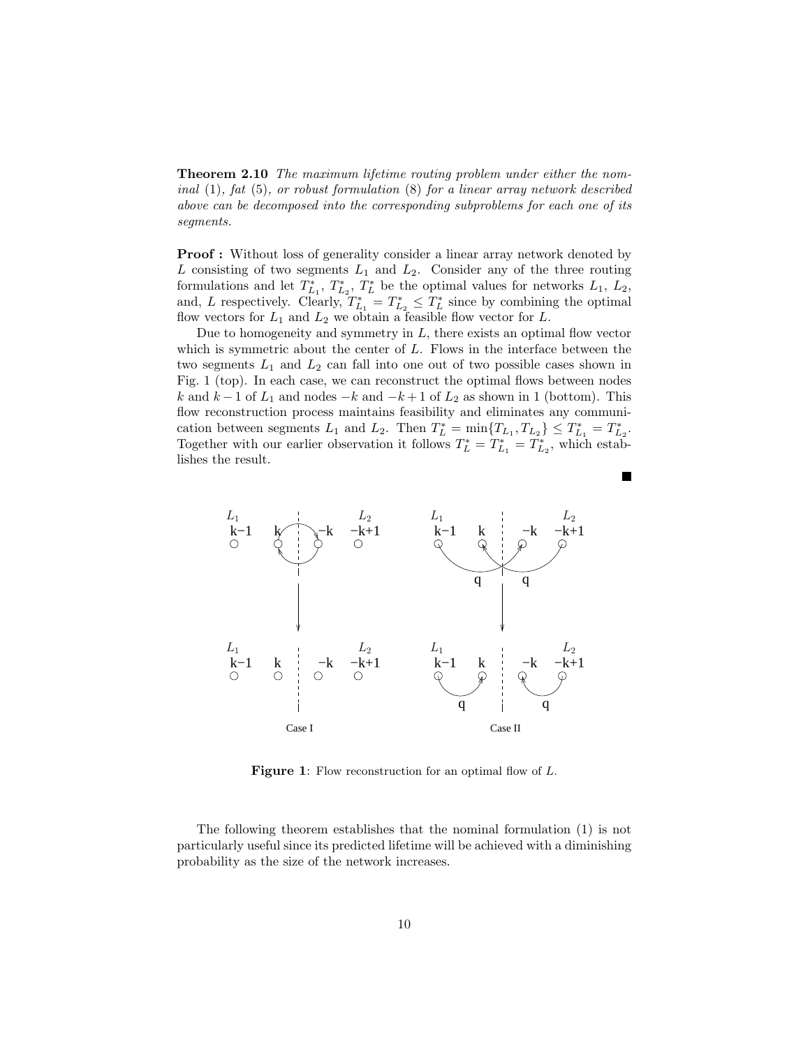**Theorem 2.10** *The maximum lifetime routing problem under either the nominal* (1)*, fat* (5)*, or robust formulation* (8) *for a linear array network described above can be decomposed into the corresponding subproblems for each one of its segments.*

**Proof :** Without loss of generality consider a linear array network denoted by $L$ consisting of two segments $L_1$ and $L_2$. Consider any of the three routing formulations and let $T^*_{L_1}$, $T^*_{L_2}$, $T^*_L$ be the optimal values for networks $L_1$, $L_2$, and, $L$ respectively. Clearly, $T^*_{L_1} = T^*_{L_2} \leq T^*_L$ since by combining the optimal flow vectors for $L_1$ and $L_2$ we obtain a feasible flow vector for $L$.

Due to homogeneity and symmetry in $L$, there exists an optimal flow vector which is symmetric about the center of $L$. Flows in the interface between the two segments $L_1$ and $L_2$ can fall into one out of two possible cases shown in Fig. 1 (top). In each case, we can reconstruct the optimal flows between nodes $k$ and $k-1$ of $L_1$ and nodes $-k$ and $-k+1$ of $L_2$ as shown in 1 (bottom). This flow reconstruction process maintains feasibility and eliminates any communication between segments $L_1$ and $L_2$. Then $T^*_L = \min\{T_{L_1}, T_{L_2}\} \leq T^*_{L_1} = T^*_{L_2}$. Together with our earlier observation it follows $T^*_L = T^*_{L_1} = T^*_{L_2}$, which establishes the result.

■

**Figure 1**: Flow reconstruction for an optimal flow of $L$.

The following theorem establishes that the nominal formulation (1) is not particularly useful since its predicted lifetime will be achieved with a diminishing probability as the size of the network increases.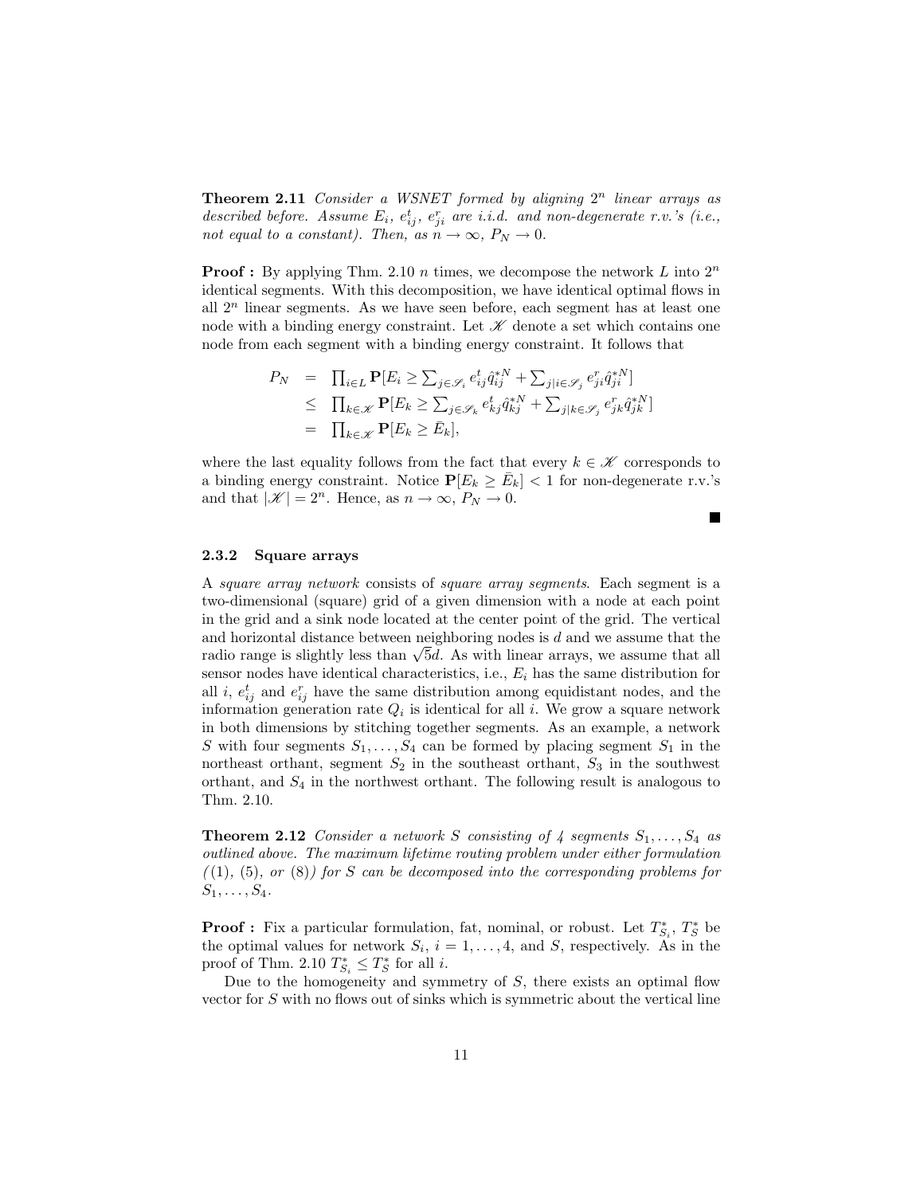**Theorem 2.11** *Consider a WSNET formed by aligning $2^n$ linear arrays as described before. Assume $E_i$, $e^t_{ij}$, $e^r_{ji}$ are i.i.d. and non-degenerate r.v.'s (i.e., not equal to a constant). Then, as $n \to \infty$, $P_N \to 0$.*

**Proof :** By applying Thm. 2.10 $n$ times, we decompose the network $L$ into $2^n$ identical segments. With this decomposition, we have identical optimal flows in all $2^n$ linear segments. As we have seen before, each segment has at least one node with a binding energy constraint. Let $\mathscr{K}$ denote a set which contains one node from each segment with a binding energy constraint. It follows that

$$
\begin{aligned}
P_N &= \prod_{i \in L} \mathbf{P}[E_i \geq \sum_{j \in \mathscr{S}_i} e^t_{ij} \hat{q}^{*N}_{ij} + \sum_{j | i \in \mathscr{S}_j} e^r_{ji} \hat{q}^{*N}_{ji}] \\
&\leq \prod_{k \in \mathscr{K}} \mathbf{P}[E_k \geq \sum_{j \in \mathscr{S}_k} e^t_{kj} \hat{q}^{*N}_{kj} + \sum_{j | k \in \mathscr{S}_j} e^r_{jk} \hat{q}^{*N}_{jk}] \\
&= \prod_{k \in \mathscr{K}} \mathbf{P}[E_k \geq \bar{E}_k],
\end{aligned}
$$

where the last equality follows from the fact that every $k \in \mathscr{K}$ corresponds to a binding energy constraint. Notice $\mathbf{P}[E_k \geq \bar{E}_k] < 1$ for non-degenerate r.v.'s and that $|\mathscr{K}| = 2^n$. Hence, as $n \to \infty$, $P_N \to 0$. ■

### 2.3.2 Square arrays

A *square array network* consists of *square array segments*. Each segment is a two-dimensional (square) grid of a given dimension with a node at each point in the grid and a sink node located at the center point of the grid. The vertical and horizontal distance between neighboring nodes is $d$ and we assume that the radio range is slightly less than $\sqrt{5}d$. As with linear arrays, we assume that all sensor nodes have identical characteristics, i.e., $E_i$ has the same distribution for all $i$, $e^t_{ij}$ and $e^r_{ij}$ have the same distribution among equidistant nodes, and the information generation rate $Q_i$ is identical for all $i$. We grow a square network in both dimensions by stitching together segments. As an example, a network $S$ with four segments $S_1, \ldots, S_4$ can be formed by placing segment $S_1$ in the northeast orthant, segment $S_2$ in the southeast orthant, $S_3$ in the southwest orthant, and $S_4$ in the northwest orthant. The following result is analogous to Thm. 2.10.

**Theorem 2.12** *Consider a network $S$ consisting of 4 segments $S_1, \ldots, S_4$ as outlined above. The maximum lifetime routing problem under either formulation ((1), (5), or (8)) for $S$ can be decomposed into the corresponding problems for $S_1, \ldots, S_4$.*

**Proof :** Fix a particular formulation, fat, nominal, or robust. Let $T^*_{S_i}$, $T^*_S$ be the optimal values for network $S_i$, $i = 1, \ldots, 4$, and $S$, respectively. As in the proof of Thm. 2.10 $T^*_{S_i} \leq T^*_S$ for all $i$.

Due to the homogeneity and symmetry of $S$, there exists an optimal flow vector for $S$ with no flows out of sinks which is symmetric about the vertical line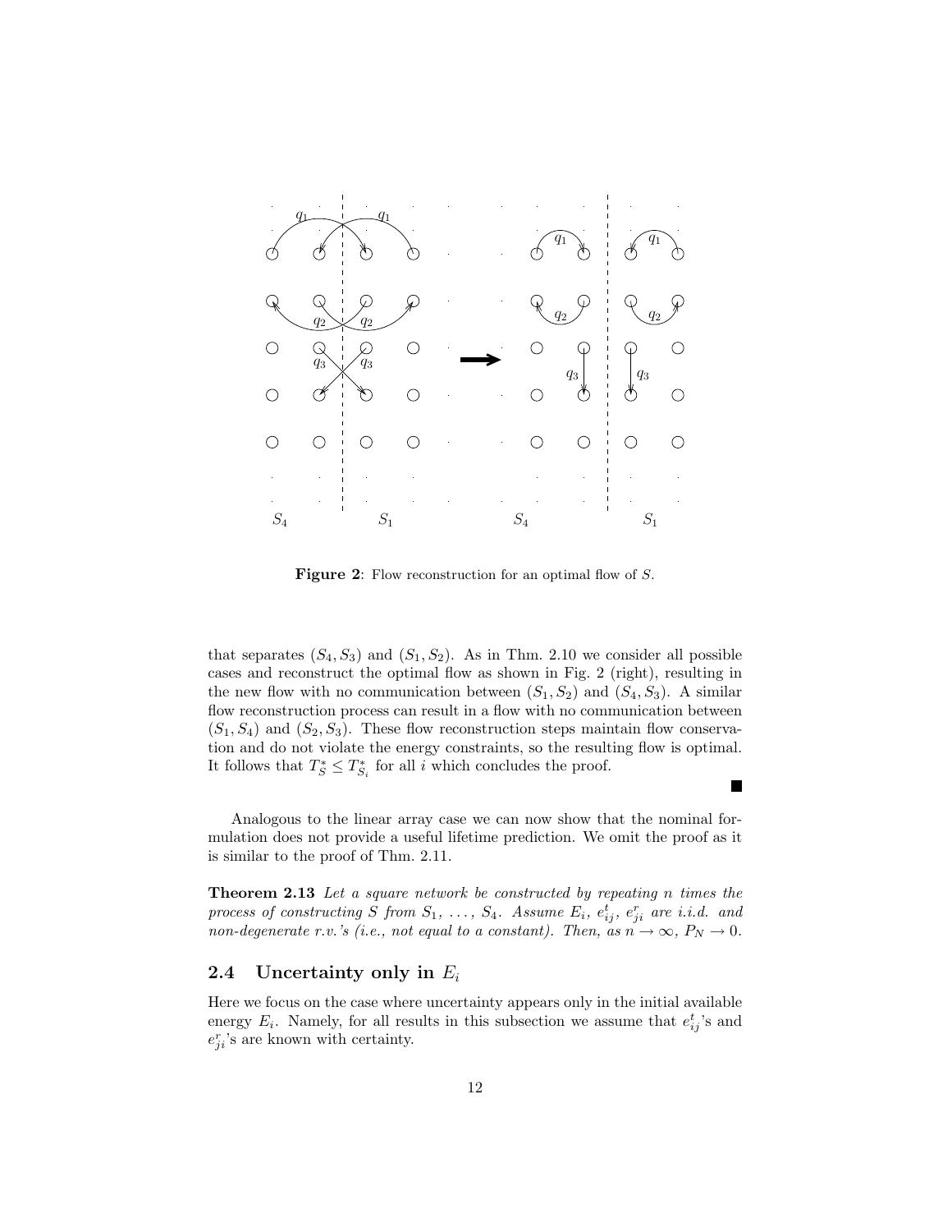**Figure 2**: Flow reconstruction for an optimal flow of $S$.

that separates $(S_4, S_3)$ and $(S_1, S_2)$. As in Thm. 2.10 we consider all possible cases and reconstruct the optimal flow as shown in Fig. 2 (right), resulting in the new flow with no communication between $(S_1, S_2)$ and $(S_4, S_3)$. A similar flow reconstruction process can result in a flow with no communication between $(S_1, S_4)$ and $(S_2, S_3)$. These flow reconstruction steps maintain flow conservation and do not violate the energy constraints, so the resulting flow is optimal. It follows that $T_S^* \leq T_{S_i}^*$ for all $i$ which concludes the proof.

■

Analogous to the linear array case we can now show that the nominal formulation does not provide a useful lifetime prediction. We omit the proof as it is similar to the proof of Thm. 2.11.

**Theorem 2.13** *Let a square network be constructed by repeating $n$ times the process of constructing $S$ from $S_1, \ldots, S_4$. Assume $E_i$, $e_{ij}^t$, $e_{ji}^r$ are i.i.d. and non-degenerate r.v.'s (i.e., not equal to a constant). Then, as $n \to \infty$, $P_N \to 0$.*

## 2.4 Uncertainty only in $E_i$

Here we focus on the case where uncertainty appears only in the initial available energy $E_i$. Namely, for all results in this subsection we assume that $e_{ij}^t$'s and $e_{ji}^r$'s are known with certainty.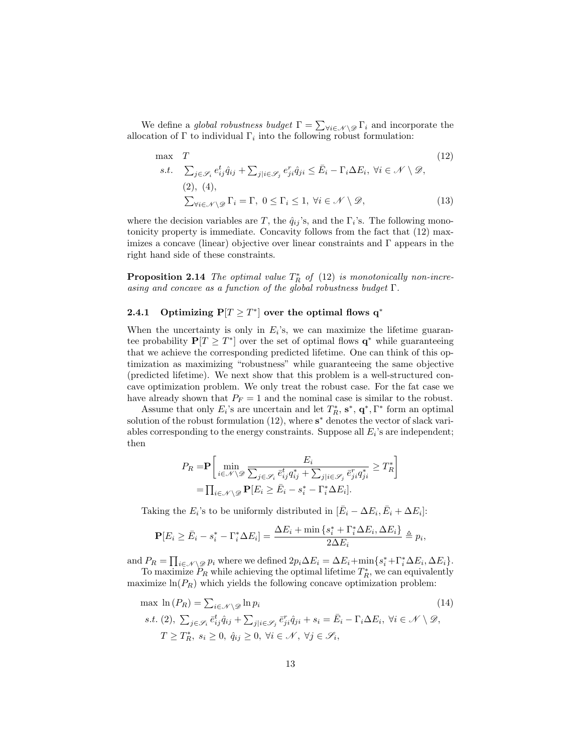We define a *global robustness budget* $\Gamma = \sum_{\forall i \in \mathscr{N} \setminus \mathscr{D}} \Gamma_i$ and incorporate the allocation of $\Gamma$ to individual $\Gamma_i$ into the following robust formulation:

$$
\begin{aligned}
\max \quad & T && (12)\\
s.t. \quad & \textstyle\sum_{j \in \mathscr{S}_i} e^t_{ij} \hat{q}_{ij} + \sum_{j | i \in \mathscr{S}_j} e^r_{ji} \hat{q}_{ji} \leq \bar{E}_i - \Gamma_i \Delta E_i, \ \forall i \in \mathscr{N} \setminus \mathscr{D}, \\
& (2),\ (4), \\
& \textstyle\sum_{\forall i \in \mathscr{N} \setminus \mathscr{D}} \Gamma_i = \Gamma, \ 0 \leq \Gamma_i \leq 1, \ \forall i \in \mathscr{N} \setminus \mathscr{D}, && (13)
\end{aligned}
$$

where the decision variables are $T$, the $\hat{q}_{ij}$'s, and the $\Gamma_i$'s. The following monotonicity property is immediate. Concavity follows from the fact that (12) maximizes a concave (linear) objective over linear constraints and $\Gamma$ appears in the right hand side of these constraints.

**Proposition 2.14** *The optimal value $T^*_R$ of* (12) *is monotonically non-increasing and concave as a function of the global robustness budget $\Gamma$.*

### 2.4.1 Optimizing $\mathbf{P}[T \geq T^*]$ over the optimal flows $\mathbf{q}^*$

When the uncertainty is only in $E_i$'s, we can maximize the lifetime guarantee probability $\mathbf{P}[T \geq T^*]$ over the set of optimal flows $\mathbf{q}^*$ while guaranteeing that we achieve the corresponding predicted lifetime. One can think of this optimization as maximizing "robustness" while guaranteeing the same objective (predicted lifetime). We next show that this problem is a well-structured concave optimization problem. We only treat the robust case. For the fat case we have already shown that $P_F = 1$ and the nominal case is similar to the robust.

Assume that only $E_i$'s are uncertain and let $T^*_R$, $\mathbf{s}^*$, $\mathbf{q}^*, \Gamma^*$ form an optimal solution of the robust formulation (12), where $\mathbf{s}^*$ denotes the vector of slack variables corresponding to the energy constraints. Suppose all $E_i$'s are independent; then

$$
\begin{aligned}
P_R =& \mathbf{P}\left[ \min_{i \in \mathscr{N} \setminus \mathscr{D}} \frac{E_i}{\sum_{j \in \mathscr{S}_i} \bar{e}^t_{ij} q^*_{ij} + \sum_{j | i \in \mathscr{S}_j} \bar{e}^r_{ji} q^*_{ji}} \geq T^*_R \right] \\
=& \textstyle\prod_{i \in \mathscr{N} \setminus \mathscr{D}} \mathbf{P}[E_i \geq \bar{E}_i - s^*_i - \Gamma^*_i \Delta E_i].
\end{aligned}
$$

Taking the $E_i$'s to be uniformly distributed in $[\bar{E}_i - \Delta E_i, \bar{E}_i + \Delta E_i]$:

$$
\mathbf{P}[E_i \geq \bar{E}_i - s^*_i - \Gamma^*_i \Delta E_i] = \frac{\Delta E_i + \min\{s^*_i + \Gamma^*_i \Delta E_i, \Delta E_i\}}{2 \Delta E_i} \triangleq p_i,
$$

and $P_R = \prod_{i \in \mathscr{N} \setminus \mathscr{D}} p_i$ where we defined $2 p_i \Delta E_i = \Delta E_i + \min\{s^*_i + \Gamma^*_i \Delta E_i, \Delta E_i\}$.

To maximize $P_R$ while achieving the optimal lifetime $T^*_R$, we can equivalently maximize $\ln(P_R)$ which yields the following concave optimization problem:

$$
\begin{aligned}
& \max \ \ln(P_R) = \textstyle\sum_{i \in \mathscr{N} \setminus \mathscr{D}} \ln p_i && (14)\\
& s.t.\ (2),\ \textstyle\sum_{j \in \mathscr{S}_i} \bar{e}^t_{ij} \hat{q}_{ij} + \sum_{j | i \in \mathscr{S}_j} \bar{e}^r_{ji} \hat{q}_{ji} + s_i = \bar{E}_i - \Gamma_i \Delta E_i, \ \forall i \in \mathscr{N} \setminus \mathscr{D}, \\
& \quad T \geq T^*_R, \ s_i \geq 0, \ \hat{q}_{ij} \geq 0, \ \forall i \in \mathscr{N}, \ \forall j \in \mathscr{S}_i,
\end{aligned}
$$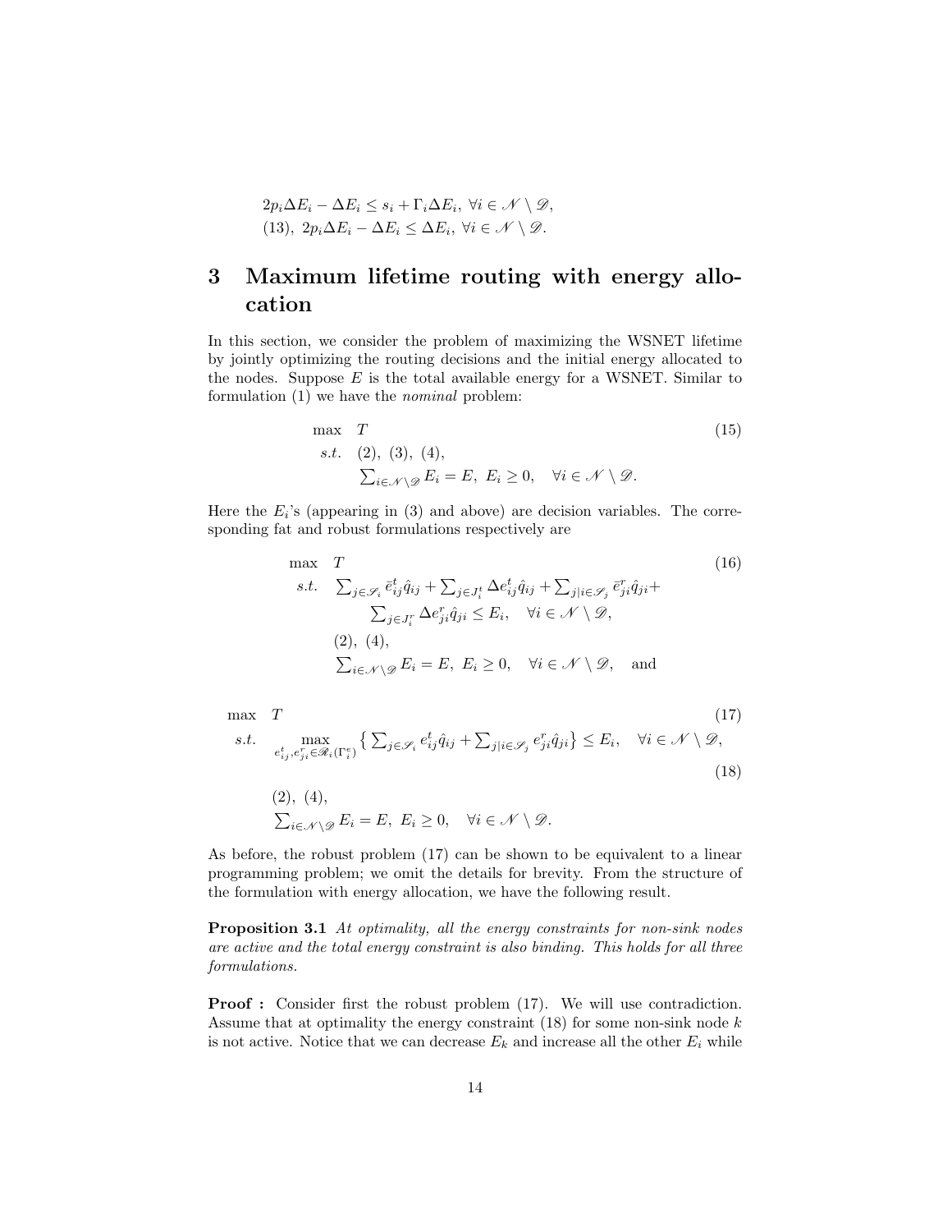$2p_i \Delta E_i - \Delta E_i \leq s_i + \Gamma_i \Delta E_i, \; \forall i \in \mathscr{N} \setminus \mathscr{D}$,
(13), $2p_i \Delta E_i - \Delta E_i \leq \Delta E_i, \; \forall i \in \mathscr{N} \setminus \mathscr{D}$.

# 3 Maximum lifetime routing with energy allocation

In this section, we consider the problem of maximizing the WSNET lifetime by jointly optimizing the routing decisions and the initial energy allocated to the nodes. Suppose $E$ is the total available energy for a WSNET. Similar to formulation (1) we have the *nominal* problem:

$$
\begin{aligned}
\max \quad & T \\
s.t. \quad & (2),\ (3),\ (4), \\
& \textstyle\sum_{i \in \mathscr{N} \setminus \mathscr{D}} E_i = E, \; E_i \geq 0, \quad \forall i \in \mathscr{N} \setminus \mathscr{D}.
\end{aligned}
\tag{15}
$$

Here the $E_i$'s (appearing in (3) and above) are decision variables. The corresponding fat and robust formulations respectively are

$$
\begin{aligned}
\max \quad & T \\
s.t. \quad & \textstyle\sum_{j \in \mathscr{S}_i} \bar{e}^t_{ij} \hat{q}_{ij} + \sum_{j \in J^t_i} \Delta e^t_{ij} \hat{q}_{ij} + \sum_{j | i \in \mathscr{S}_j} \bar{e}^r_{ji} \hat{q}_{ji} + \\
& \quad \textstyle\sum_{j \in J^r_i} \Delta e^r_{ji} \hat{q}_{ji} \leq E_i, \quad \forall i \in \mathscr{N} \setminus \mathscr{D}, \\
& (2),\ (4), \\
& \textstyle\sum_{i \in \mathscr{N} \setminus \mathscr{D}} E_i = E, \; E_i \geq 0, \quad \forall i \in \mathscr{N} \setminus \mathscr{D}, \quad \text{and}
\end{aligned}
\tag{16}
$$

$$
\max \quad T \tag{17}
$$

$$
s.t. \quad \max_{e^t_{ij}, e^r_{ji} \in \mathscr{R}_i(\Gamma^e_i)} \left\{ \textstyle\sum_{j \in \mathscr{S}_i} e^t_{ij} \hat{q}_{ij} + \sum_{j | i \in \mathscr{S}_j} e^r_{ji} \hat{q}_{ji} \right\} \leq E_i, \quad \forall i \in \mathscr{N} \setminus \mathscr{D}, \tag{18}
$$

$$
\begin{aligned}
& (2),\ (4), \\
& \textstyle\sum_{i \in \mathscr{N} \setminus \mathscr{D}} E_i = E, \; E_i \geq 0, \quad \forall i \in \mathscr{N} \setminus \mathscr{D}.
\end{aligned}
$$

As before, the robust problem (17) can be shown to be equivalent to a linear programming problem; we omit the details for brevity. From the structure of the formulation with energy allocation, we have the following result.

**Proposition 3.1** *At optimality, all the energy constraints for non-sink nodes are active and the total energy constraint is also binding. This holds for all three formulations.*

**Proof :** Consider first the robust problem (17). We will use contradiction. Assume that at optimality the energy constraint (18) for some non-sink node $k$ is not active. Notice that we can decrease $E_k$ and increase all the other $E_i$ while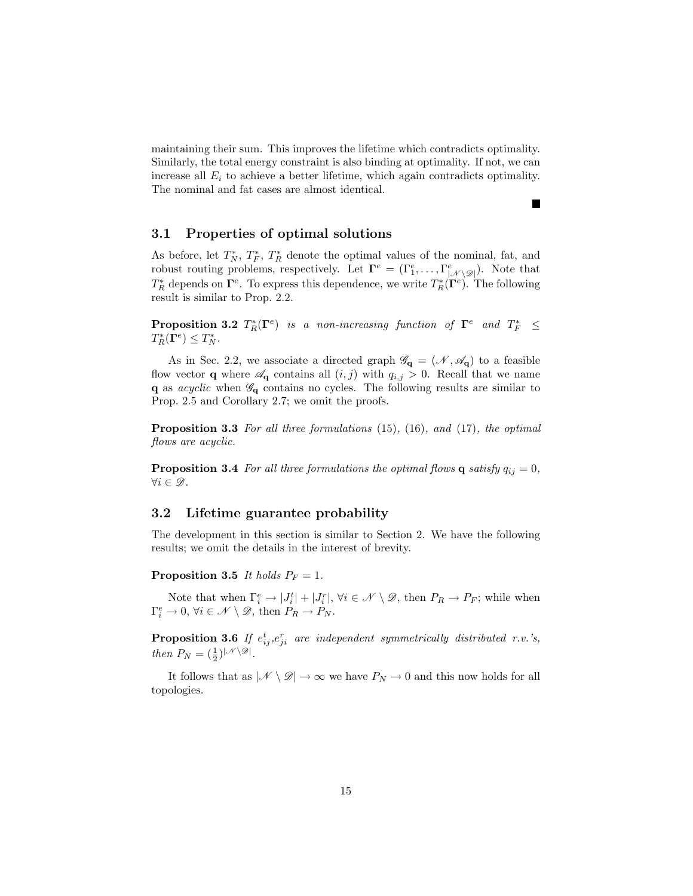maintaining their sum. This improves the lifetime which contradicts optimality. Similarly, the total energy constraint is also binding at optimality. If not, we can increase all $E_i$ to achieve a better lifetime, which again contradicts optimality. The nominal and fat cases are almost identical.

■

### 3.1 Properties of optimal solutions

As before, let $T_N^*$, $T_F^*$, $T_R^*$ denote the optimal values of the nominal, fat, and robust routing problems, respectively. Let $\mathbf{\Gamma}^e = (\Gamma_1^e, \ldots, \Gamma_{|\mathscr{N} \setminus \mathscr{D}|}^e)$. Note that $T_R^*$ depends on $\mathbf{\Gamma}^e$. To express this dependence, we write $T_R^*(\mathbf{\Gamma}^e)$. The following result is similar to Prop. 2.2.

**Proposition 3.2** *$T_R^*(\mathbf{\Gamma}^e)$ is a non-increasing function of $\mathbf{\Gamma}^e$ and $T_F^* \leq T_R^*(\mathbf{\Gamma}^e) \leq T_N^*$.*

As in Sec. 2.2, we associate a directed graph $\mathscr{G}_{\mathbf{q}} = (\mathscr{N}, \mathscr{A}_{\mathbf{q}})$ to a feasible flow vector $\mathbf{q}$ where $\mathscr{A}_{\mathbf{q}}$ contains all $(i,j)$ with $q_{i,j} > 0$. Recall that we name $\mathbf{q}$ as *acyclic* when $\mathscr{G}_{\mathbf{q}}$ contains no cycles. The following results are similar to Prop. 2.5 and Corollary 2.7; we omit the proofs.

**Proposition 3.3** *For all three formulations* (15)*,* (16)*, and* (17)*, the optimal flows are acyclic.*

**Proposition 3.4** *For all three formulations the optimal flows $\mathbf{q}$ satisfy $q_{ij} = 0$, $\forall i \in \mathscr{D}$.*

### 3.2 Lifetime guarantee probability

The development in this section is similar to Section 2. We have the following results; we omit the details in the interest of brevity.

**Proposition 3.5** *It holds $P_F = 1$.*

Note that when $\Gamma_i^e \to |J_i^t| + |J_i^r|$, $\forall i \in \mathscr{N} \setminus \mathscr{D}$, then $P_R \to P_F$; while when $\Gamma_i^e \to 0$, $\forall i \in \mathscr{N} \setminus \mathscr{D}$, then $P_R \to P_N$.

**Proposition 3.6** *If $e_{ij}^t$,$e_{ji}^r$ are independent symmetrically distributed r.v.'s, then $P_N = (\frac{1}{2})^{|\mathscr{N} \setminus \mathscr{D}|}$.*

It follows that as $|\mathscr{N} \setminus \mathscr{D}| \to \infty$ we have $P_N \to 0$ and this now holds for all topologies.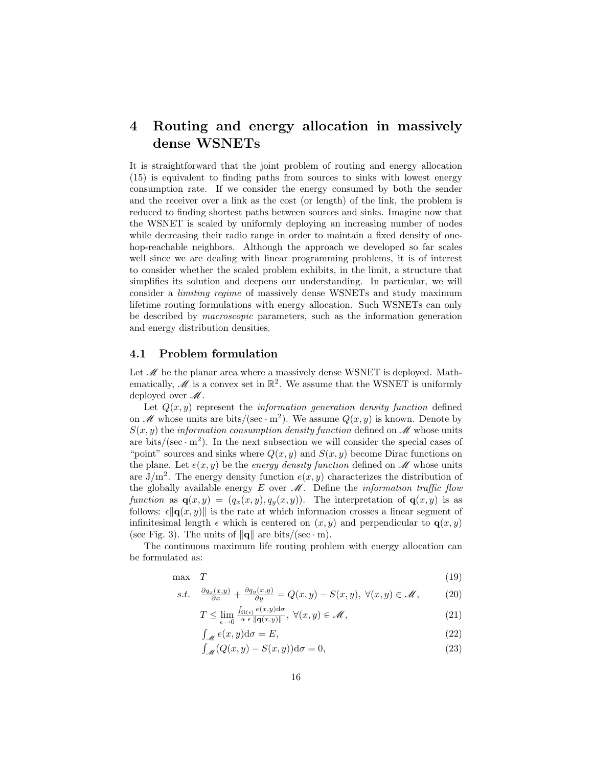# 4 Routing and energy allocation in massively dense WSNETs

It is straightforward that the joint problem of routing and energy allocation (15) is equivalent to finding paths from sources to sinks with lowest energy consumption rate. If we consider the energy consumed by both the sender and the receiver over a link as the cost (or length) of the link, the problem is reduced to finding shortest paths between sources and sinks. Imagine now that the WSNET is scaled by uniformly deploying an increasing number of nodes while decreasing their radio range in order to maintain a fixed density of one-hop-reachable neighbors. Although the approach we developed so far scales well since we are dealing with linear programming problems, it is of interest to consider whether the scaled problem exhibits, in the limit, a structure that simplifies its solution and deepens our understanding. In particular, we will consider a *limiting regime* of massively dense WSNETs and study maximum lifetime routing formulations with energy allocation. Such WSNETs can only be described by *macroscopic* parameters, such as the information generation and energy distribution densities.

## 4.1 Problem formulation

Let $\mathscr{M}$ be the planar area where a massively dense WSNET is deployed. Mathematically, $\mathscr{M}$ is a convex set in $\mathbb{R}^2$. We assume that the WSNET is uniformly deployed over $\mathscr{M}$.

Let $Q(x, y)$ represent the *information generation density function* defined on $\mathscr{M}$ whose units are bits/$(\text{sec}\cdot\text{m}^2)$. We assume $Q(x, y)$ is known. Denote by $S(x, y)$ the *information consumption density function* defined on $\mathscr{M}$ whose units are bits/$(\text{sec}\cdot\text{m}^2)$. In the next subsection we will consider the special cases of "point" sources and sinks where $Q(x, y)$ and $S(x, y)$ become Dirac functions on the plane. Let $e(x, y)$ be the *energy density function* defined on $\mathscr{M}$ whose units are J/m$^2$. The energy density function $e(x, y)$ characterizes the distribution of the globally available energy $E$ over $\mathscr{M}$. Define the *information traffic flow function* as $\mathbf{q}(x, y) = (q_x(x, y), q_y(x, y))$. The interpretation of $\mathbf{q}(x, y)$ is as follows: $\epsilon\|\mathbf{q}(x, y)\|$ is the rate at which information crosses a linear segment of infinitesimal length $\epsilon$ which is centered on $(x, y)$ and perpendicular to $\mathbf{q}(x, y)$ (see Fig. 3). The units of $\|\mathbf{q}\|$ are bits/$(\text{sec}\cdot\text{m})$.

The continuous maximum life routing problem with energy allocation can be formulated as:

$$\max \quad T \tag{19}$$

$$s.t. \quad \frac{\partial q_x(x,y)}{\partial x} + \frac{\partial q_y(x,y)}{\partial y} = Q(x, y) - S(x, y),\ \forall (x, y) \in \mathscr{M}, \tag{20}$$

$$T \leq \lim_{\epsilon \to 0} \frac{\int_{\Omega(\epsilon)} e(x,y)\mathrm{d}\sigma}{\alpha\ \epsilon\ \|\mathbf{q}(x,y)\|},\ \forall (x, y) \in \mathscr{M}, \tag{21}$$

$$\int_{\mathscr{M}} e(x, y)\mathrm{d}\sigma = E, \tag{22}$$

$$\int_{\mathscr{M}} (Q(x, y) - S(x, y))\mathrm{d}\sigma = 0, \tag{23}$$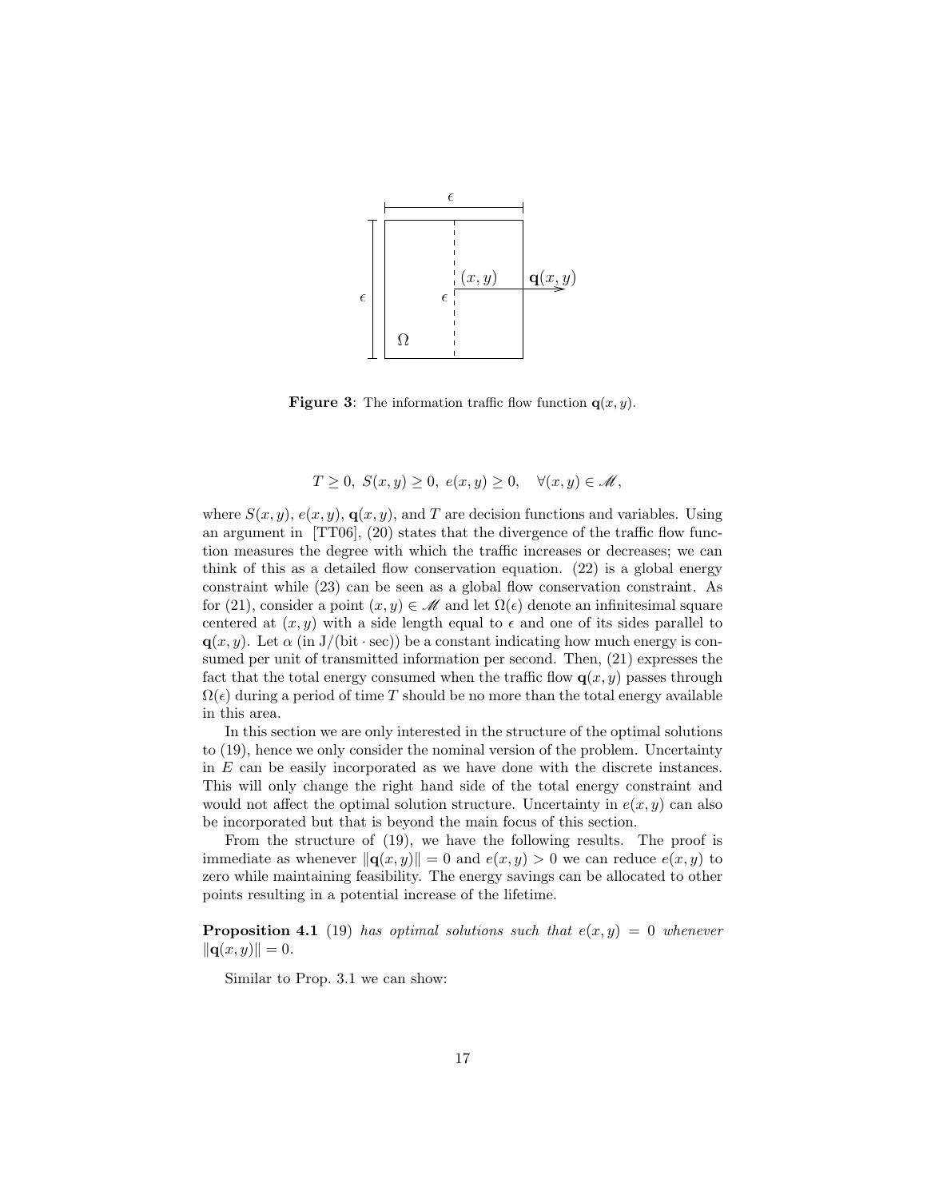**Figure 3**: The information traffic flow function $\mathbf{q}(x, y)$.

$$T \geq 0, \ S(x,y) \geq 0, \ e(x,y) \geq 0, \quad \forall (x,y) \in \mathscr{M},$$

where $S(x,y)$, $e(x,y)$, $\mathbf{q}(x,y)$, and $T$ are decision functions and variables. Using an argument in [TT06], (20) states that the divergence of the traffic flow function measures the degree with which the traffic increases or decreases; we can think of this as a detailed flow conservation equation. (22) is a global energy constraint while (23) can be seen as a global flow conservation constraint. As for (21), consider a point $(x,y) \in \mathscr{M}$ and let $\Omega(\epsilon)$ denote an infinitesimal square centered at $(x,y)$ with a side length equal to $\epsilon$ and one of its sides parallel to $\mathbf{q}(x,y)$. Let $\alpha$ (in J/(bit · sec)) be a constant indicating how much energy is consumed per unit of transmitted information per second. Then, (21) expresses the fact that the total energy consumed when the traffic flow $\mathbf{q}(x,y)$ passes through $\Omega(\epsilon)$ during a period of time $T$ should be no more than the total energy available in this area.

In this section we are only interested in the structure of the optimal solutions to (19), hence we only consider the nominal version of the problem. Uncertainty in $E$ can be easily incorporated as we have done with the discrete instances. This will only change the right hand side of the total energy constraint and would not affect the optimal solution structure. Uncertainty in $e(x,y)$ can also be incorporated but that is beyond the main focus of this section.

From the structure of (19), we have the following results. The proof is immediate as whenever $\|\mathbf{q}(x,y)\| = 0$ and $e(x,y) > 0$ we can reduce $e(x,y)$ to zero while maintaining feasibility. The energy savings can be allocated to other points resulting in a potential increase of the lifetime.

**Proposition 4.1** *(19) has optimal solutions such that $e(x,y) = 0$ whenever $\|\mathbf{q}(x,y)\| = 0$.*

Similar to Prop. 3.1 we can show: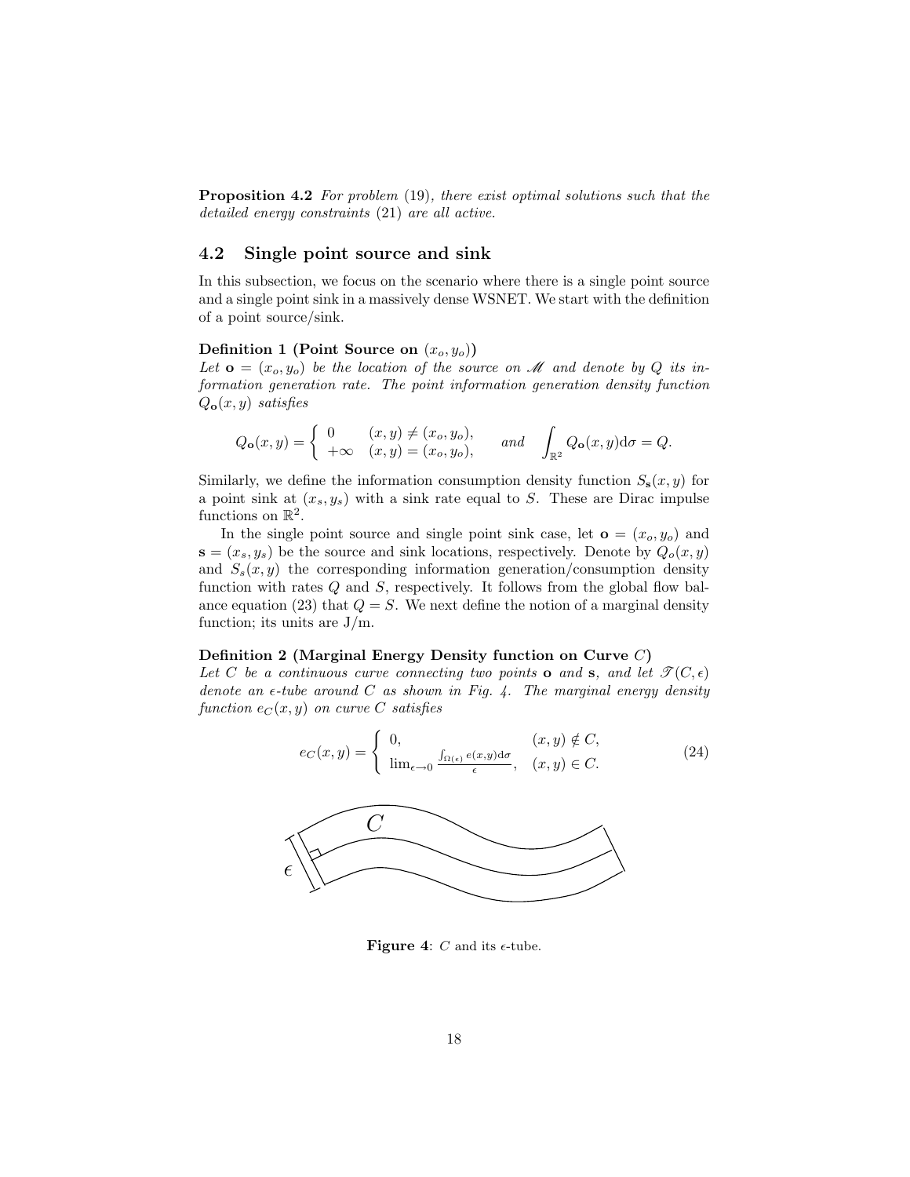**Proposition 4.2** *For problem* (19)*, there exist optimal solutions such that the detailed energy constraints* (21) *are all active.*

## 4.2 Single point source and sink

In this subsection, we focus on the scenario where there is a single point source and a single point sink in a massively dense WSNET. We start with the definition of a point source/sink.

**Definition 1 (Point Source on $(x_o, y_o)$)**
*Let $\mathbf{o} = (x_o, y_o)$ be the location of the source on $\mathscr{M}$ and denote by $Q$ its information generation rate. The point information generation density function $Q_{\mathbf{o}}(x, y)$ satisfies*

$$Q_{\mathbf{o}}(x,y) = \begin{cases} 0 & (x,y) \neq (x_o, y_o), \\ +\infty & (x,y) = (x_o, y_o), \end{cases} \quad \textit{and} \quad \int_{\mathbb{R}^2} Q_{\mathbf{o}}(x,y)\mathrm{d}\sigma = Q.$$

Similarly, we define the information consumption density function $S_{\mathbf{s}}(x, y)$ for a point sink at $(x_s, y_s)$ with a sink rate equal to $S$. These are Dirac impulse functions on $\mathbb{R}^2$.

In the single point source and single point sink case, let $\mathbf{o} = (x_o, y_o)$ and $\mathbf{s} = (x_s, y_s)$ be the source and sink locations, respectively. Denote by $Q_o(x, y)$ and $S_s(x, y)$ the corresponding information generation/consumption density function with rates $Q$ and $S$, respectively. It follows from the global flow balance equation (23) that $Q = S$. We next define the notion of a marginal density function; its units are J/m.

**Definition 2 (Marginal Energy Density function on Curve $C$)**
*Let $C$ be a continuous curve connecting two points $\mathbf{o}$ and $\mathbf{s}$, and let $\mathscr{T}(C, \epsilon)$ denote an $\epsilon$-tube around $C$ as shown in Fig. 4. The marginal energy density function $e_C(x, y)$ on curve $C$ satisfies*

$$e_C(x,y) = \begin{cases} 0, & (x,y) \notin C, \\ \lim_{\epsilon \to 0} \frac{\int_{\Omega(\epsilon)} e(x,y)\mathrm{d}\sigma}{\epsilon}, & (x,y) \in C. \end{cases} \tag{24}$$

**Figure 4**: $C$ and its $\epsilon$-tube.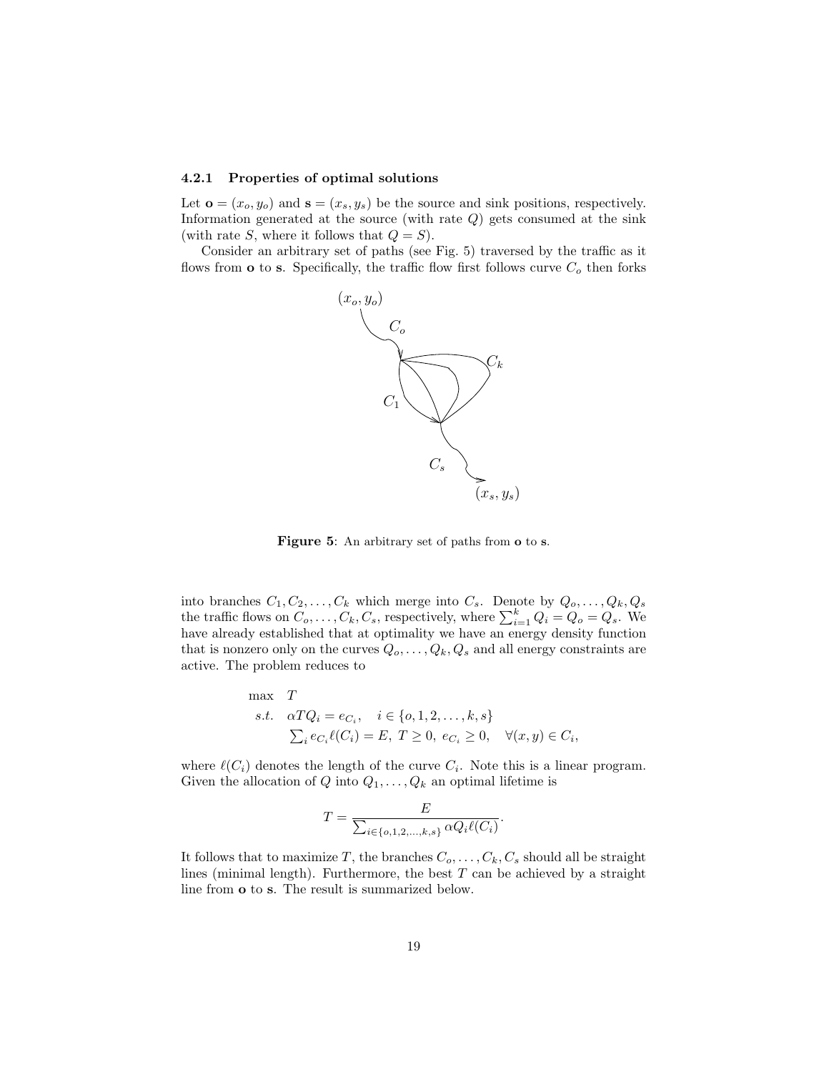### 4.2.1 Properties of optimal solutions

Let $\mathbf{o} = (x_o, y_o)$ and $\mathbf{s} = (x_s, y_s)$ be the source and sink positions, respectively. Information generated at the source (with rate $Q$) gets consumed at the sink (with rate $S$, where it follows that $Q = S$).

Consider an arbitrary set of paths (see Fig. 5) traversed by the traffic as it flows from $\mathbf{o}$ to $\mathbf{s}$. Specifically, the traffic flow first follows curve $C_o$ then forks into branches $C_1, C_2, \ldots, C_k$ which merge into $C_s$. Denote by $Q_o, \ldots, Q_k, Q_s$ the traffic flows on $C_o, \ldots, C_k, C_s$, respectively, where $\sum_{i=1}^{k} Q_i = Q_o = Q_s$. We have already established that at optimality we have an energy density function that is nonzero only on the curves $Q_o, \ldots, Q_k, Q_s$ and all energy constraints are active. The problem reduces to

**Figure 5**: An arbitrary set of paths from **o** to **s**.

$$
\begin{aligned}
\max \quad & T \\
s.t. \quad & \alpha T Q_i = e_{C_i}, \quad i \in \{o, 1, 2, \ldots, k, s\} \\
& \textstyle\sum_i e_{C_i} \ell(C_i) = E, \ T \geq 0, \ e_{C_i} \geq 0, \quad \forall (x, y) \in C_i,
\end{aligned}
$$

where $\ell(C_i)$ denotes the length of the curve $C_i$. Note this is a linear program. Given the allocation of $Q$ into $Q_1, \ldots, Q_k$ an optimal lifetime is

$$
T = \frac{E}{\sum_{i \in \{o,1,2,\ldots,k,s\}} \alpha Q_i \ell(C_i)}.
$$

It follows that to maximize $T$, the branches $C_o, \ldots, C_k, C_s$ should all be straight lines (minimal length). Furthermore, the best $T$ can be achieved by a straight line from $\mathbf{o}$ to $\mathbf{s}$. The result is summarized below.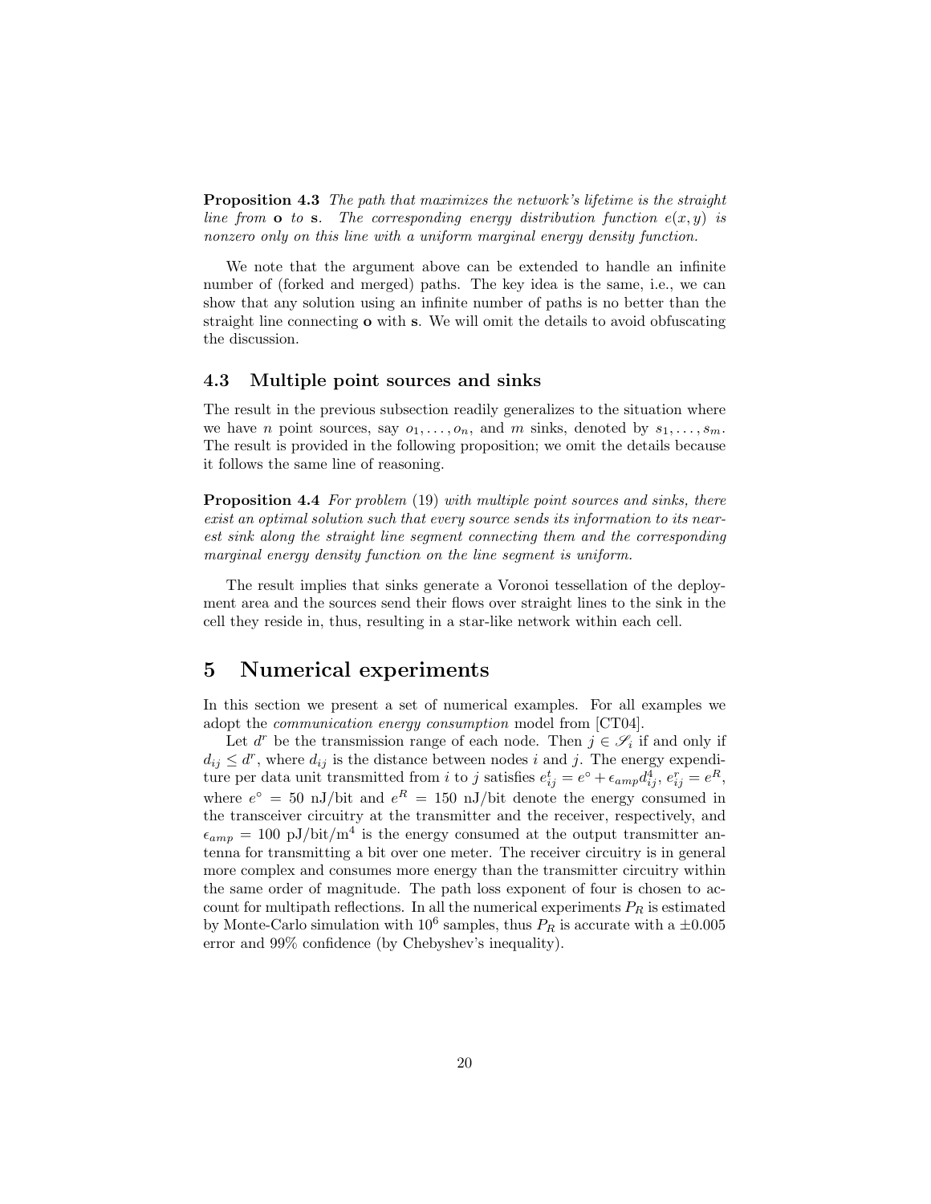**Proposition 4.3** *The path that maximizes the network's lifetime is the straight line from* **o** *to* **s**. *The corresponding energy distribution function* $e(x, y)$ *is nonzero only on this line with a uniform marginal energy density function.*

We note that the argument above can be extended to handle an infinite number of (forked and merged) paths. The key idea is the same, i.e., we can show that any solution using an infinite number of paths is no better than the straight line connecting **o** with **s**. We will omit the details to avoid obfuscating the discussion.

### 4.3 Multiple point sources and sinks

The result in the previous subsection readily generalizes to the situation where we have $n$ point sources, say $o_1, \ldots, o_n$, and $m$ sinks, denoted by $s_1, \ldots, s_m$. The result is provided in the following proposition; we omit the details because it follows the same line of reasoning.

**Proposition 4.4** *For problem* (19) *with multiple point sources and sinks, there exist an optimal solution such that every source sends its information to its nearest sink along the straight line segment connecting them and the corresponding marginal energy density function on the line segment is uniform.*

The result implies that sinks generate a Voronoi tessellation of the deployment area and the sources send their flows over straight lines to the sink in the cell they reside in, thus, resulting in a star-like network within each cell.

## 5 Numerical experiments

In this section we present a set of numerical examples. For all examples we adopt the *communication energy consumption* model from [CT04].

Let $d^r$ be the transmission range of each node. Then $j \in \mathscr{S}_i$ if and only if $d_{ij} \leq d^r$, where $d_{ij}$ is the distance between nodes $i$ and $j$. The energy expenditure per data unit transmitted from $i$ to $j$ satisfies $e^t_{ij} = e^\circ + \epsilon_{amp} d^4_{ij}$, $e^r_{ij} = e^R$, where $e^\circ = 50$ nJ/bit and $e^R = 150$ nJ/bit denote the energy consumed in the transceiver circuitry at the transmitter and the receiver, respectively, and $\epsilon_{amp} = 100$ pJ/bit/m$^4$ is the energy consumed at the output transmitter antenna for transmitting a bit over one meter. The receiver circuitry is in general more complex and consumes more energy than the transmitter circuitry within the same order of magnitude. The path loss exponent of four is chosen to account for multipath reflections. In all the numerical experiments $P_R$ is estimated by Monte-Carlo simulation with $10^6$ samples, thus $P_R$ is accurate with a $\pm 0.005$ error and 99% confidence (by Chebyshev's inequality).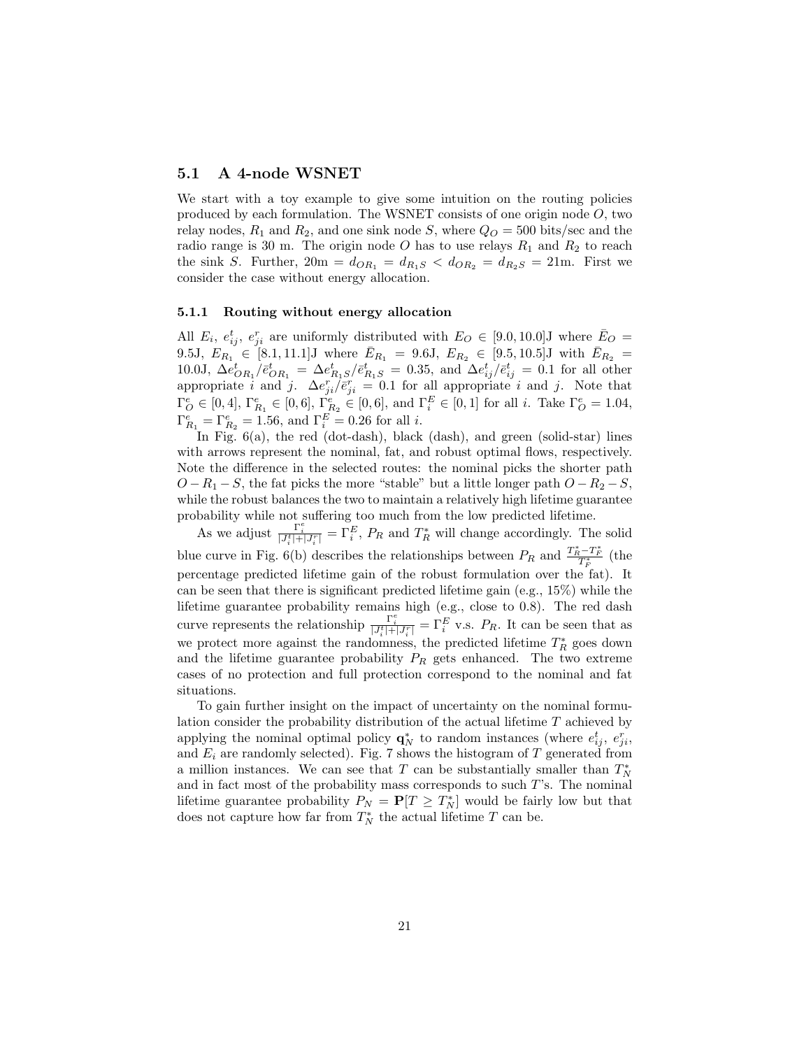### 5.1 A 4-node WSNET

We start with a toy example to give some intuition on the routing policies produced by each formulation. The WSNET consists of one origin node $O$, two relay nodes, $R_1$ and $R_2$, and one sink node $S$, where $Q_O = 500$ bits/sec and the radio range is 30 m. The origin node $O$ has to use relays $R_1$ and $R_2$ to reach the sink $S$. Further, $20\text{m} = d_{OR_1} = d_{R_1S} < d_{OR_2} = d_{R_2S} = 21\text{m}$. First we consider the case without energy allocation.

#### 5.1.1 Routing without energy allocation

All $E_i$, $e^t_{ij}$, $e^r_{ji}$ are uniformly distributed with $E_O \in [9.0, 10.0]$J where $\bar{E}_O = 9.5$J, $E_{R_1} \in [8.1, 11.1]$J where $\bar{E}_{R_1} = 9.6$J, $E_{R_2} \in [9.5, 10.5]$J with $\bar{E}_{R_2} = 10.0$J, $\Delta e^t_{OR_1}/\bar{e}^t_{OR_1} = \Delta e^t_{R_1S}/\bar{e}^t_{R_1S} = 0.35$, and $\Delta e^t_{ij}/\bar{e}^t_{ij} = 0.1$ for all other appropriate $i$ and $j$. $\Delta e^r_{ji}/\bar{e}^r_{ji} = 0.1$ for all appropriate $i$ and $j$. Note that $\Gamma^e_O \in [0, 4]$, $\Gamma^e_{R_1} \in [0, 6]$, $\Gamma^e_{R_2} \in [0, 6]$, and $\Gamma^E_i \in [0, 1]$ for all $i$. Take $\Gamma^e_O = 1.04$, $\Gamma^e_{R_1} = \Gamma^e_{R_2} = 1.56$, and $\Gamma^E_i = 0.26$ for all $i$.

In Fig. 6(a), the red (dot-dash), black (dash), and green (solid-star) lines with arrows represent the nominal, fat, and robust optimal flows, respectively. Note the difference in the selected routes: the nominal picks the shorter path $O - R_1 - S$, the fat picks the more "stable" but a little longer path $O - R_2 - S$, while the robust balances the two to maintain a relatively high lifetime guarantee probability while not suffering too much from the low predicted lifetime.

As we adjust $\frac{\Gamma^e_i}{|J^t_i|+|J^r_i|} = \Gamma^E_i$, $P_R$ and $T^*_R$ will change accordingly. The solid blue curve in Fig. 6(b) describes the relationships between $P_R$ and $\frac{T^*_R - T^*_F}{T^*_F}$ (the percentage predicted lifetime gain of the robust formulation over the fat). It can be seen that there is significant predicted lifetime gain (e.g., 15%) while the lifetime guarantee probability remains high (e.g., close to 0.8). The red dash curve represents the relationship $\frac{\Gamma^e_i}{|J^t_i|+|J^r_i|} = \Gamma^E_i$ v.s. $P_R$. It can be seen that as we protect more against the randomness, the predicted lifetime $T^*_R$ goes down and the lifetime guarantee probability $P_R$ gets enhanced. The two extreme cases of no protection and full protection correspond to the nominal and fat situations.

To gain further insight on the impact of uncertainty on the nominal formulation consider the probability distribution of the actual lifetime $T$ achieved by applying the nominal optimal policy $\mathbf{q}^*_N$ to random instances (where $e^t_{ij}$, $e^r_{ji}$, and $E_i$ are randomly selected). Fig. 7 shows the histogram of $T$ generated from a million instances. We can see that $T$ can be substantially smaller than $T^*_N$ and in fact most of the probability mass corresponds to such $T$'s. The nominal lifetime guarantee probability $P_N = \mathbf{P}[T \geq T^*_N]$ would be fairly low but that does not capture how far from $T^*_N$ the actual lifetime $T$ can be.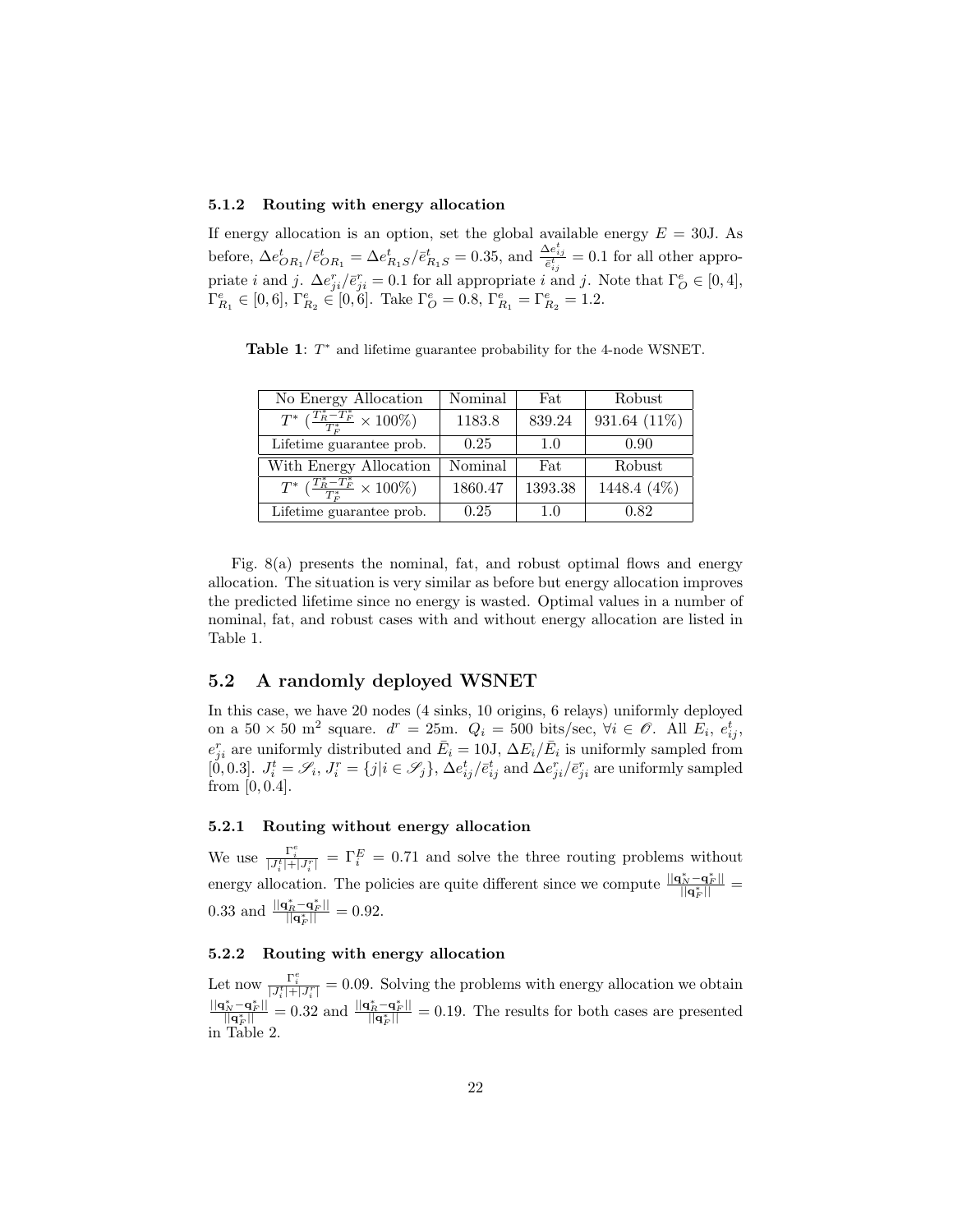### 5.1.2 Routing with energy allocation

If energy allocation is an option, set the global available energy $E = 30$J. As before, $\Delta e^t_{OR_1}/\bar{e}^t_{OR_1} = \Delta e^t_{R_1S}/\bar{e}^t_{R_1S} = 0.35$, and $\frac{\Delta e^t_{ij}}{\bar{e}^t_{ij}} = 0.1$ for all other appropriate $i$ and $j$. $\Delta e^r_{ji}/\bar{e}^r_{ji} = 0.1$ for all appropriate $i$ and $j$. Note that $\Gamma^e_O \in [0, 4]$, $\Gamma^e_{R_1} \in [0, 6]$, $\Gamma^e_{R_2} \in [0, 6]$. Take $\Gamma^e_O = 0.8$, $\Gamma^e_{R_1} = \Gamma^e_{R_2} = 1.2$.

**Table 1**: $T^*$ and lifetime guarantee probability for the 4-node WSNET.

| No Energy Allocation | Nominal | Fat | Robust |
|---|---|---|---|
| $T^*$ ($\frac{T^*_R - T^*_F}{T^*_F} \times 100\%$) | 1183.8 | 839.24 | 931.64 (11%) |
| Lifetime guarantee prob. | 0.25 | 1.0 | 0.90 |
| **With Energy Allocation** | **Nominal** | **Fat** | **Robust** |
| $T^*$ ($\frac{T^*_R - T^*_F}{T^*_F} \times 100\%$) | 1860.47 | 1393.38 | 1448.4 (4%) |
| Lifetime guarantee prob. | 0.25 | 1.0 | 0.82 |

Fig. 8(a) presents the nominal, fat, and robust optimal flows and energy allocation. The situation is very similar as before but energy allocation improves the predicted lifetime since no energy is wasted. Optimal values in a number of nominal, fat, and robust cases with and without energy allocation are listed in Table 1.

## 5.2 A randomly deployed WSNET

In this case, we have 20 nodes (4 sinks, 10 origins, 6 relays) uniformly deployed on a $50 \times 50$ m$^2$ square. $d^r = 25$m. $Q_i = 500$ bits/sec, $\forall i \in \mathscr{O}$. All $E_i$, $e^t_{ij}$, $e^r_{ji}$ are uniformly distributed and $\bar{E}_i = 10$J, $\Delta E_i/\bar{E}_i$ is uniformly sampled from $[0, 0.3]$. $J^t_i = \mathscr{S}_i$, $J^r_i = \{j | i \in \mathscr{S}_j\}$, $\Delta e^t_{ij}/\bar{e}^t_{ij}$ and $\Delta e^r_{ji}/\bar{e}^r_{ji}$ are uniformly sampled from $[0, 0.4]$.

### 5.2.1 Routing without energy allocation

We use $\frac{\Gamma^e_i}{|J^t_i| + |J^r_i|} = \Gamma^E_i = 0.71$ and solve the three routing problems without energy allocation. The policies are quite different since we compute $\frac{||\mathbf{q}^*_N - \mathbf{q}^*_F||}{||\mathbf{q}^*_F||} = 0.33$ and $\frac{||\mathbf{q}^*_R - \mathbf{q}^*_F||}{||\mathbf{q}^*_F||} = 0.92$.

### 5.2.2 Routing with energy allocation

Let now $\frac{\Gamma^e_i}{|J^t_i| + |J^r_i|} = 0.09$. Solving the problems with energy allocation we obtain $\frac{||\mathbf{q}^*_N - \mathbf{q}^*_F||}{||\mathbf{q}^*_F||} = 0.32$ and $\frac{||\mathbf{q}^*_R - \mathbf{q}^*_F||}{||\mathbf{q}^*_F||} = 0.19$. The results for both cases are presented in Table 2.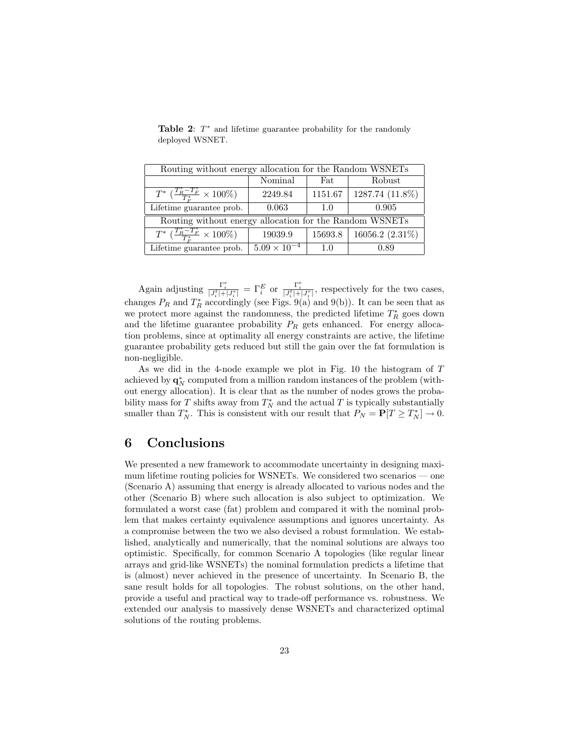**Table 2**: $T^*$ and lifetime guarantee probability for the randomly deployed WSNET.

| Routing without energy allocation for the Random WSNETs | | | |
|---|---|---|---|
| | Nominal | Fat | Robust |
| $T^*$ ($\frac{T_R^*-T_F^*}{T_F^*}\times 100\%$) | 2249.84 | 1151.67 | 1287.74 (11.8%) |
| Lifetime guarantee prob. | 0.063 | 1.0 | 0.905 |
| Routing without energy allocation for the Random WSNETs | | | |
| $T^*$ ($\frac{T_R^*-T_F^*}{T_F^*}\times 100\%$) | 19039.9 | 15693.8 | 16056.2 (2.31%) |
| Lifetime guarantee prob. | $5.09\times 10^{-4}$ | 1.0 | 0.89 |

Again adjusting $\frac{\Gamma_i^e}{|J_i^t|+|J_i^r|} = \Gamma_i^E$ or $\frac{\Gamma_i^e}{|J_i^t|+|J_i^r|}$, respectively for the two cases, changes $P_R$ and $T_R^*$ accordingly (see Figs. 9(a) and 9(b)). It can be seen that as we protect more against the randomness, the predicted lifetime $T_R^*$ goes down and the lifetime guarantee probability $P_R$ gets enhanced. For energy allocation problems, since at optimality all energy constraints are active, the lifetime guarantee probability gets reduced but still the gain over the fat formulation is non-negligible.

As we did in the 4-node example we plot in Fig. 10 the histogram of $T$ achieved by $\mathbf{q}_N^*$ computed from a million random instances of the problem (without energy allocation). It is clear that as the number of nodes grows the probability mass for $T$ shifts away from $T_N^*$ and the actual $T$ is typically substantially smaller than $T_N^*$. This is consistent with our result that $P_N = \mathbf{P}[T \geq T_N^*] \to 0$.

# 6 Conclusions

We presented a new framework to accommodate uncertainty in designing maximum lifetime routing policies for WSNETs. We considered two scenarios — one (Scenario A) assuming that energy is already allocated to various nodes and the other (Scenario B) where such allocation is also subject to optimization. We formulated a worst case (fat) problem and compared it with the nominal problem that makes certainty equivalence assumptions and ignores uncertainty. As a compromise between the two we also devised a robust formulation. We established, analytically and numerically, that the nominal solutions are always too optimistic. Specifically, for common Scenario A topologies (like regular linear arrays and grid-like WSNETs) the nominal formulation predicts a lifetime that is (almost) never achieved in the presence of uncertainty. In Scenario B, the sane result holds for all topologies. The robust solutions, on the other hand, provide a useful and practical way to trade-off performance vs. robustness. We extended our analysis to massively dense WSNETs and characterized optimal solutions of the routing problems.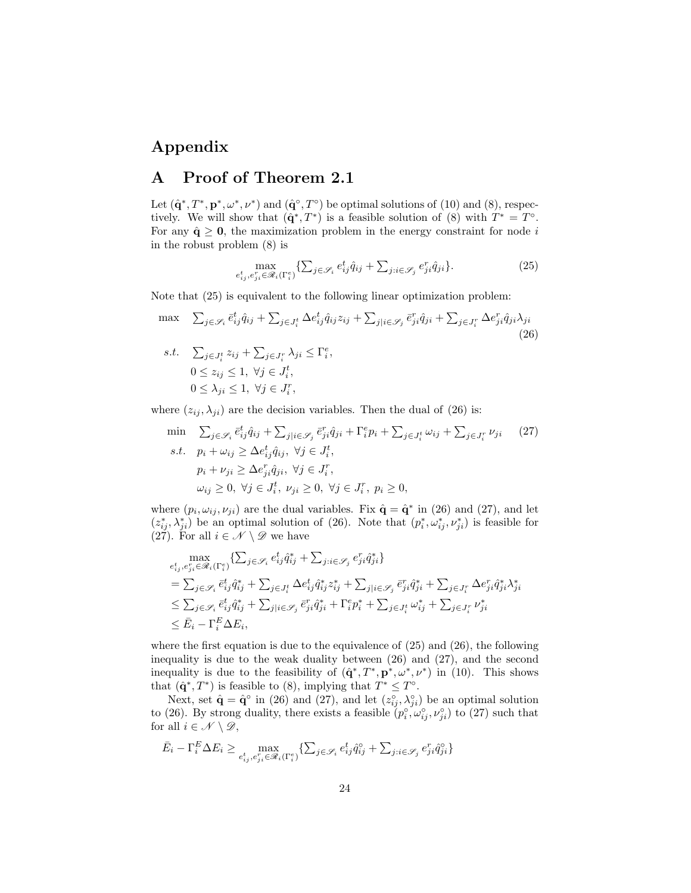# Appendix

## A Proof of Theorem 2.1

Let $(\hat{\mathbf{q}}^*, T^*, \mathbf{p}^*, \omega^*, \nu^*)$ and $(\hat{\mathbf{q}}^\circ, T^\circ)$ be optimal solutions of (10) and (8), respectively. We will show that $(\hat{\mathbf{q}}^*, T^*)$ is a feasible solution of (8) with $T^* = T^\circ$. For any $\hat{\mathbf{q}} \geq \mathbf{0}$, the maximization problem in the energy constraint for node $i$ in the robust problem (8) is

$$\max_{e^t_{ij}, e^r_{ji} \in \mathscr{R}_i(\Gamma^e_i)} \{\textstyle\sum_{j \in \mathscr{S}_i} e^t_{ij} \hat{q}_{ij} + \sum_{j: i \in \mathscr{S}_j} e^r_{ji} \hat{q}_{ji}\}. \tag{25}$$

Note that (25) is equivalent to the following linear optimization problem:

$$\begin{aligned}
\max \quad & \textstyle\sum_{j \in \mathscr{S}_i} \bar{e}^t_{ij} \hat{q}_{ij} + \sum_{j \in J^t_i} \Delta e^t_{ij} \hat{q}_{ij} z_{ij} + \sum_{j | i \in \mathscr{S}_j} \bar{e}^r_{ji} \hat{q}_{ji} + \sum_{j \in J^r_i} \Delta e^r_{ji} \hat{q}_{ji} \lambda_{ji} \qquad (26) \\
s.t. \quad & \textstyle\sum_{j \in J^t_i} z_{ij} + \sum_{j \in J^r_i} \lambda_{ji} \leq \Gamma^e_i, \\
& 0 \leq z_{ij} \leq 1, \ \forall j \in J^t_i, \\
& 0 \leq \lambda_{ji} \leq 1, \ \forall j \in J^r_i,
\end{aligned}$$

where $(z_{ij}, \lambda_{ji})$ are the decision variables. Then the dual of (26) is:

$$\begin{aligned}
\min \quad & \textstyle\sum_{j \in \mathscr{S}_i} \bar{e}^t_{ij} \hat{q}_{ij} + \sum_{j | i \in \mathscr{S}_j} \bar{e}^r_{ji} \hat{q}_{ji} + \Gamma^e_i p_i + \sum_{j \in J^t_i} \omega_{ij} + \sum_{j \in J^r_i} \nu_{ji} \qquad (27) \\
s.t. \quad & p_i + \omega_{ij} \geq \Delta e^t_{ij} \hat{q}_{ij}, \ \forall j \in J^t_i, \\
& p_i + \nu_{ji} \geq \Delta e^r_{ji} \hat{q}_{ji}, \ \forall j \in J^r_i, \\
& \omega_{ij} \geq 0, \ \forall j \in J^t_i, \ \nu_{ji} \geq 0, \ \forall j \in J^r_i, \ p_i \geq 0,
\end{aligned}$$

where $(p_i, \omega_{ij}, \nu_{ji})$ are the dual variables. Fix $\hat{\mathbf{q}} = \hat{\mathbf{q}}^*$ in (26) and (27), and let $(z^*_{ij}, \lambda^*_{ji})$ be an optimal solution of (26). Note that $(p^*_i, \omega^*_{ij}, \nu^*_{ji})$ is feasible for (27). For all $i \in \mathscr{N} \setminus \mathscr{D}$ we have

$$\begin{aligned}
& \max_{e^t_{ij}, e^r_{ji} \in \mathscr{R}_i(\Gamma^e_i)} \{\textstyle\sum_{j \in \mathscr{S}_i} e^t_{ij} \hat{q}^*_{ij} + \sum_{j: i \in \mathscr{S}_j} e^r_{ji} \hat{q}^*_{ji}\} \\
&= \textstyle\sum_{j \in \mathscr{S}_i} \bar{e}^t_{ij} \hat{q}^*_{ij} + \sum_{j \in J^t_i} \Delta e^t_{ij} \hat{q}^*_{ij} z^*_{ij} + \sum_{j | i \in \mathscr{S}_j} \bar{e}^r_{ji} \hat{q}^*_{ji} + \sum_{j \in J^r_i} \Delta e^r_{ji} \hat{q}^*_{ji} \lambda^*_{ji} \\
&\leq \textstyle\sum_{j \in \mathscr{S}_i} \bar{e}^t_{ij} \hat{q}^*_{ij} + \sum_{j | i \in \mathscr{S}_j} \bar{e}^r_{ji} \hat{q}^*_{ji} + \Gamma^e_i p^*_i + \sum_{j \in J^t_i} \omega^*_{ij} + \sum_{j \in J^r_i} \nu^*_{ji} \\
&\leq \bar{E}_i - \Gamma^E_i \Delta E_i,
\end{aligned}$$

where the first equation is due to the equivalence of (25) and (26), the following inequality is due to the weak duality between (26) and (27), and the second inequality is due to the feasibility of $(\hat{\mathbf{q}}^*, T^*, \mathbf{p}^*, \omega^*, \nu^*)$ in (10). This shows that $(\hat{\mathbf{q}}^*, T^*)$ is feasible to (8), implying that $T^* \leq T^\circ$.

Next, set $\hat{\mathbf{q}} = \hat{\mathbf{q}}^\circ$ in (26) and (27), and let $(z^\circ_{ij}, \lambda^\circ_{ji})$ be an optimal solution to (26). By strong duality, there exists a feasible $(p^\circ_i, \omega^\circ_{ij}, \nu^\circ_{ji})$ to (27) such that for all $i \in \mathscr{N} \setminus \mathscr{D}$,

$$\bar{E}_i - \Gamma^E_i \Delta E_i \geq \max_{e^t_{ij}, e^r_{ji} \in \mathscr{R}_i(\Gamma^e_i)} \{\textstyle\sum_{j \in \mathscr{S}_i} e^t_{ij} \hat{q}^\circ_{ij} + \sum_{j: i \in \mathscr{S}_j} e^r_{ji} \hat{q}^\circ_{ji}\}$$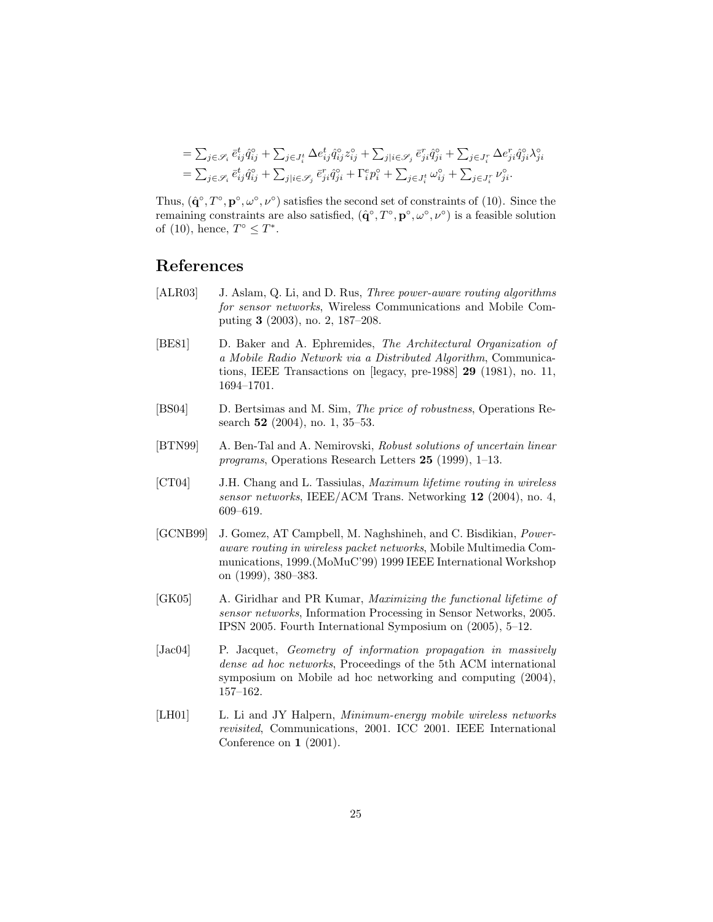$$= \sum_{j \in \mathscr{S}_i} \bar{e}^t_{ij} \hat{q}^\circ_{ij} + \sum_{j \in J^t_i} \Delta e^t_{ij} \hat{q}^\circ_{ij} z^\circ_{ij} + \sum_{j | i \in \mathscr{S}_j} \bar{e}^r_{ji} \hat{q}^\circ_{ji} + \sum_{j \in J^r_i} \Delta e^r_{ji} \hat{q}^\circ_{ji} \lambda^\circ_{ji}$$

$$= \sum_{j \in \mathscr{S}_i} \bar{e}^t_{ij} \hat{q}^\circ_{ij} + \sum_{j | i \in \mathscr{S}_j} \bar{e}^r_{ji} \hat{q}^\circ_{ji} + \Gamma^e_i p^\circ_i + \sum_{j \in J^t_i} \omega^\circ_{ij} + \sum_{j \in J^r_i} \nu^\circ_{ji}.$$

Thus, $(\hat{\mathbf{q}}^\circ, T^\circ, \mathbf{p}^\circ, \omega^\circ, \nu^\circ)$ satisfies the second set of constraints of (10). Since the remaining constraints are also satisfied, $(\hat{\mathbf{q}}^\circ, T^\circ, \mathbf{p}^\circ, \omega^\circ, \nu^\circ)$ is a feasible solution of (10), hence, $T^\circ \leq T^*$.

## References

[ALR03] J. Aslam, Q. Li, and D. Rus, *Three power-aware routing algorithms for sensor networks*, Wireless Communications and Mobile Computing **3** (2003), no. 2, 187–208.

[BE81] D. Baker and A. Ephremides, *The Architectural Organization of a Mobile Radio Network via a Distributed Algorithm*, Communications, IEEE Transactions on [legacy, pre-1988] **29** (1981), no. 11, 1694–1701.

[BS04] D. Bertsimas and M. Sim, *The price of robustness*, Operations Research **52** (2004), no. 1, 35–53.

[BTN99] A. Ben-Tal and A. Nemirovski, *Robust solutions of uncertain linear programs*, Operations Research Letters **25** (1999), 1–13.

[CT04] J.H. Chang and L. Tassiulas, *Maximum lifetime routing in wireless sensor networks*, IEEE/ACM Trans. Networking **12** (2004), no. 4, 609–619.

[GCNB99] J. Gomez, AT Campbell, M. Naghshineh, and C. Bisdikian, *Power-aware routing in wireless packet networks*, Mobile Multimedia Communications, 1999.(MoMuC'99) 1999 IEEE International Workshop on (1999), 380–383.

[GK05] A. Giridhar and PR Kumar, *Maximizing the functional lifetime of sensor networks*, Information Processing in Sensor Networks, 2005. IPSN 2005. Fourth International Symposium on (2005), 5–12.

[Jac04] P. Jacquet, *Geometry of information propagation in massively dense ad hoc networks*, Proceedings of the 5th ACM international symposium on Mobile ad hoc networking and computing (2004), 157–162.

[LH01] L. Li and JY Halpern, *Minimum-energy mobile wireless networks revisited*, Communications, 2001. ICC 2001. IEEE International Conference on **1** (2001).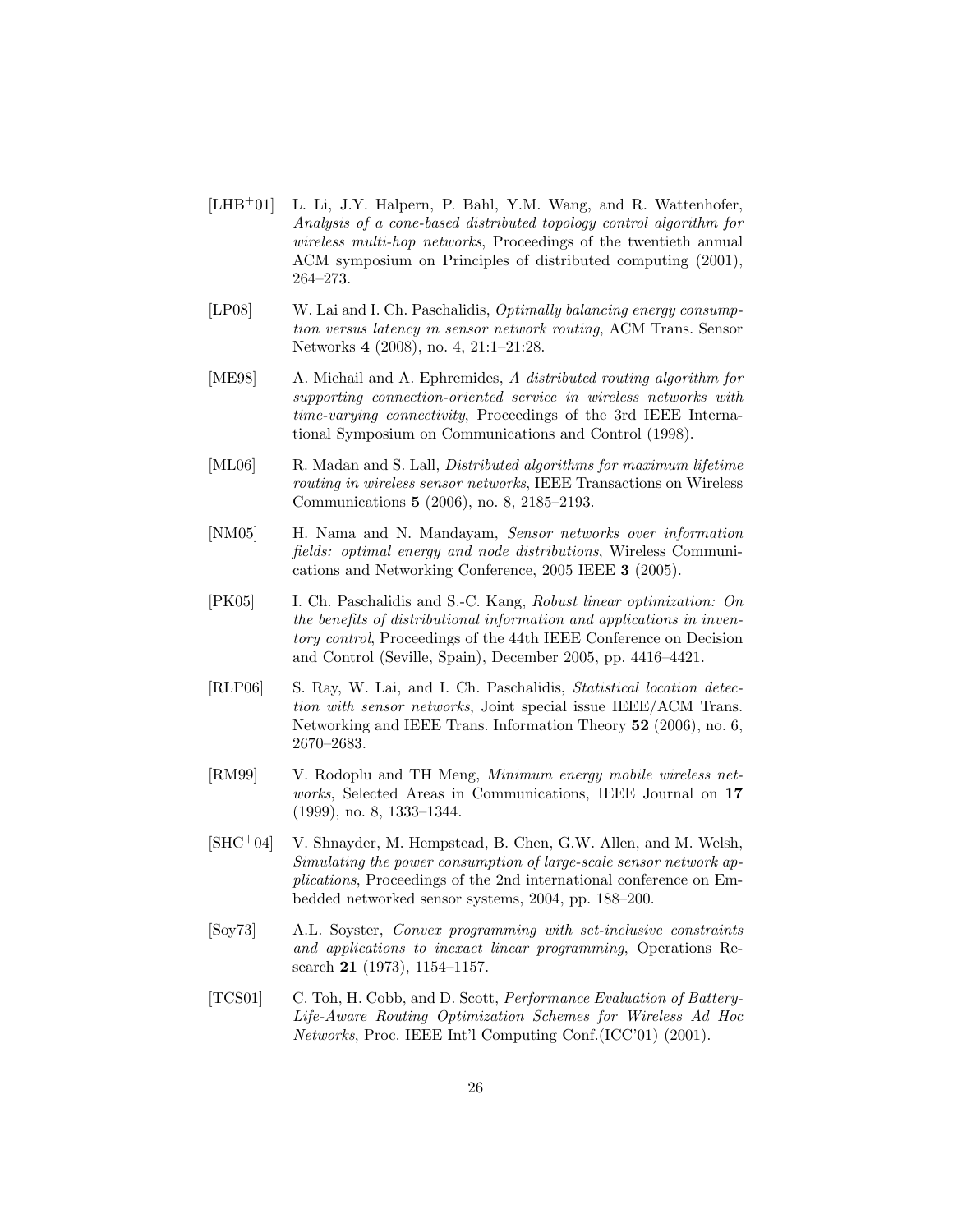[LHB+01] L. Li, J.Y. Halpern, P. Bahl, Y.M. Wang, and R. Wattenhofer, *Analysis of a cone-based distributed topology control algorithm for wireless multi-hop networks*, Proceedings of the twentieth annual ACM symposium on Principles of distributed computing (2001), 264–273.

[LP08] W. Lai and I. Ch. Paschalidis, *Optimally balancing energy consumption versus latency in sensor network routing*, ACM Trans. Sensor Networks **4** (2008), no. 4, 21:1–21:28.

[ME98] A. Michail and A. Ephremides, *A distributed routing algorithm for supporting connection-oriented service in wireless networks with time-varying connectivity*, Proceedings of the 3rd IEEE International Symposium on Communications and Control (1998).

[ML06] R. Madan and S. Lall, *Distributed algorithms for maximum lifetime routing in wireless sensor networks*, IEEE Transactions on Wireless Communications **5** (2006), no. 8, 2185–2193.

[NM05] H. Nama and N. Mandayam, *Sensor networks over information fields: optimal energy and node distributions*, Wireless Communications and Networking Conference, 2005 IEEE **3** (2005).

[PK05] I. Ch. Paschalidis and S.-C. Kang, *Robust linear optimization: On the benefits of distributional information and applications in inventory control*, Proceedings of the 44th IEEE Conference on Decision and Control (Seville, Spain), December 2005, pp. 4416–4421.

[RLP06] S. Ray, W. Lai, and I. Ch. Paschalidis, *Statistical location detection with sensor networks*, Joint special issue IEEE/ACM Trans. Networking and IEEE Trans. Information Theory **52** (2006), no. 6, 2670–2683.

[RM99] V. Rodoplu and TH Meng, *Minimum energy mobile wireless networks*, Selected Areas in Communications, IEEE Journal on **17** (1999), no. 8, 1333–1344.

[SHC+04] V. Shnayder, M. Hempstead, B. Chen, G.W. Allen, and M. Welsh, *Simulating the power consumption of large-scale sensor network applications*, Proceedings of the 2nd international conference on Embedded networked sensor systems, 2004, pp. 188–200.

[Soy73] A.L. Soyster, *Convex programming with set-inclusive constraints and applications to inexact linear programming*, Operations Research **21** (1973), 1154–1157.

[TCS01] C. Toh, H. Cobb, and D. Scott, *Performance Evaluation of Battery-Life-Aware Routing Optimization Schemes for Wireless Ad Hoc Networks*, Proc. IEEE Int'l Computing Conf.(ICC'01) (2001).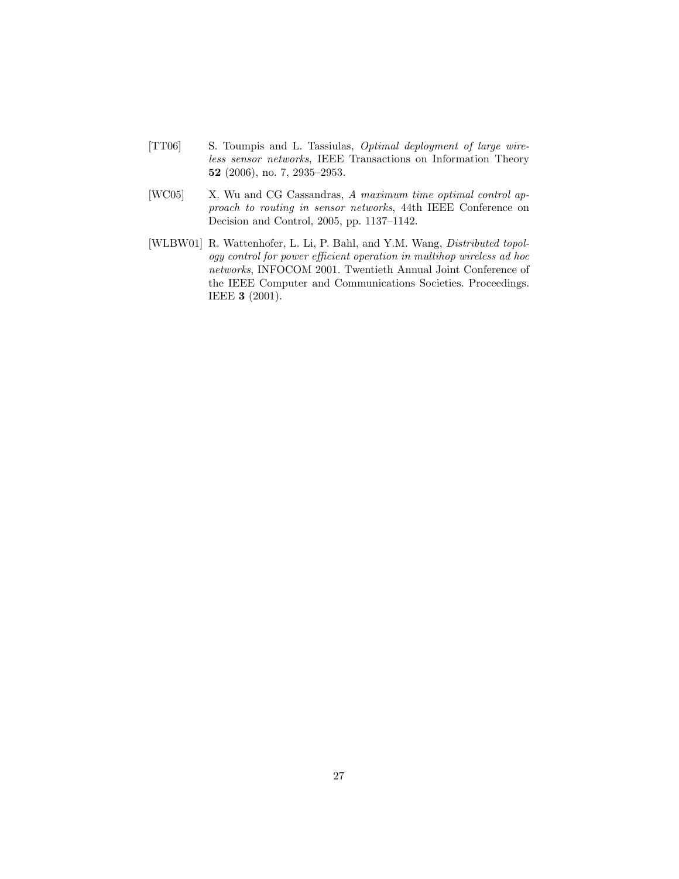[TT06] S. Toumpis and L. Tassiulas, *Optimal deployment of large wireless sensor networks*, IEEE Transactions on Information Theory **52** (2006), no. 7, 2935–2953.

[WC05] X. Wu and CG Cassandras, *A maximum time optimal control approach to routing in sensor networks*, 44th IEEE Conference on Decision and Control, 2005, pp. 1137–1142.

[WLBW01] R. Wattenhofer, L. Li, P. Bahl, and Y.M. Wang, *Distributed topology control for power efficient operation in multihop wireless ad hoc networks*, INFOCOM 2001. Twentieth Annual Joint Conference of the IEEE Computer and Communications Societies. Proceedings. IEEE **3** (2001).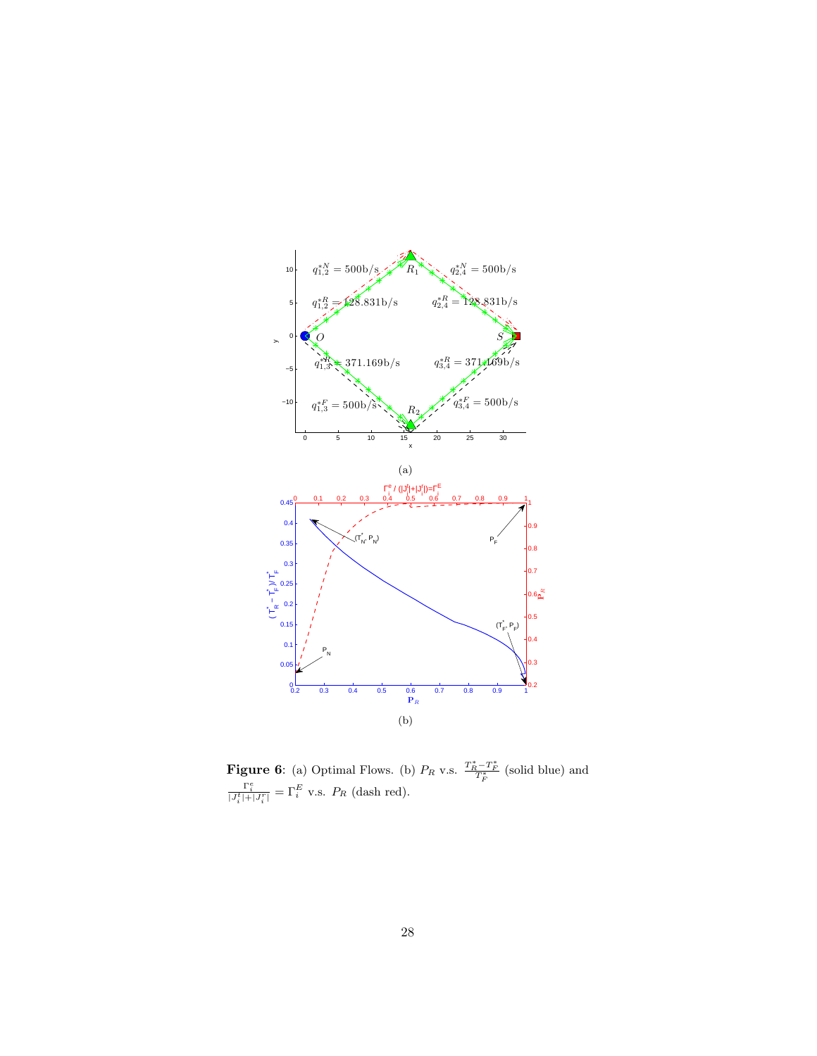(a)

(b)

**Figure 6**: (a) Optimal Flows. (b) $P_R$ v.s. $\frac{T_R^* - T_F^*}{T_F^*}$ (solid blue) and $\frac{\Gamma_i^e}{|J_i^t|+|J_i^r|} = \Gamma_i^E$ v.s. $P_R$ (dash red).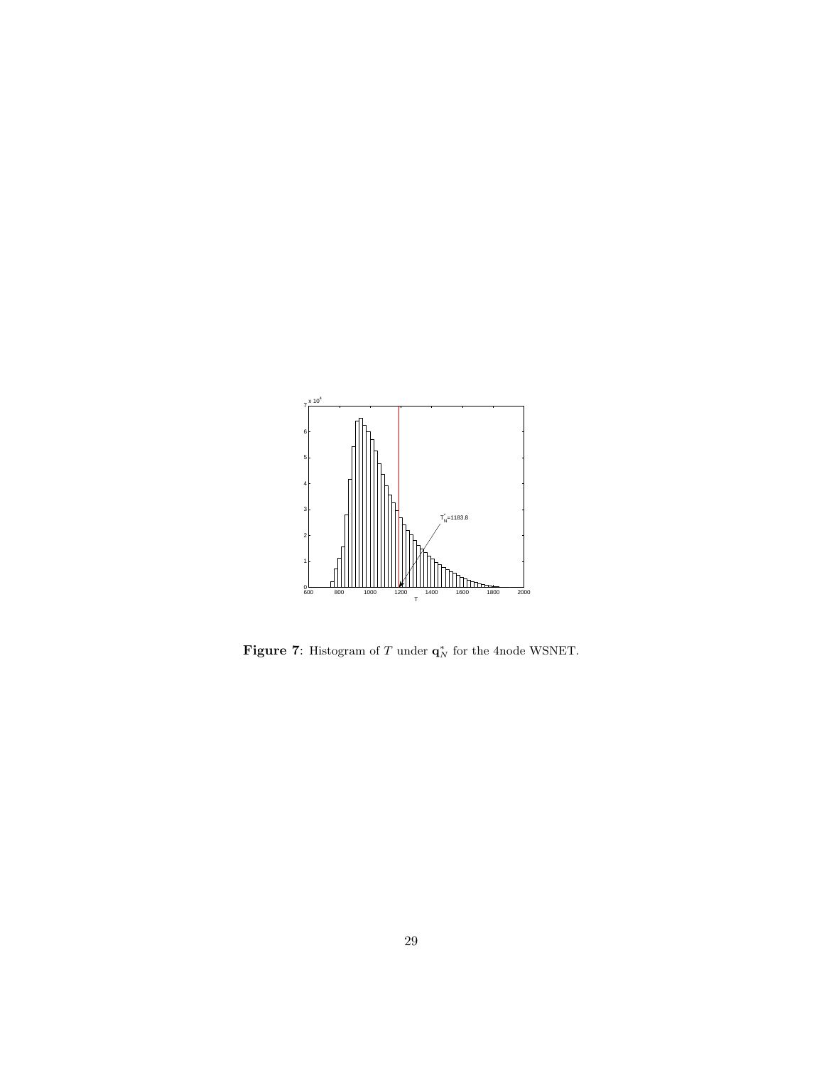**Figure 7**: Histogram of $T$ under $\mathbf{q}_N^*$ for the 4node WSNET.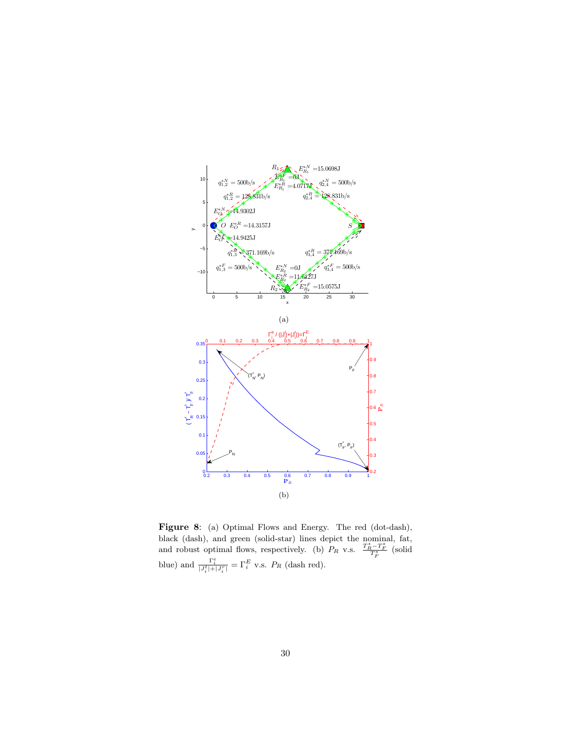(a)

(b)

**Figure 8**: (a) Optimal Flows and Energy. The red (dot-dash), black (dash), and green (solid-star) lines depict the nominal, fat, and robust optimal flows, respectively. (b) $P_R$ v.s. $\frac{T_R^* - T_F^*}{T_F^*}$ (solid blue) and $\frac{\Gamma_i^e}{|J_i^t|+|J_i^r|} = \Gamma_i^E$ v.s. $P_R$ (dash red).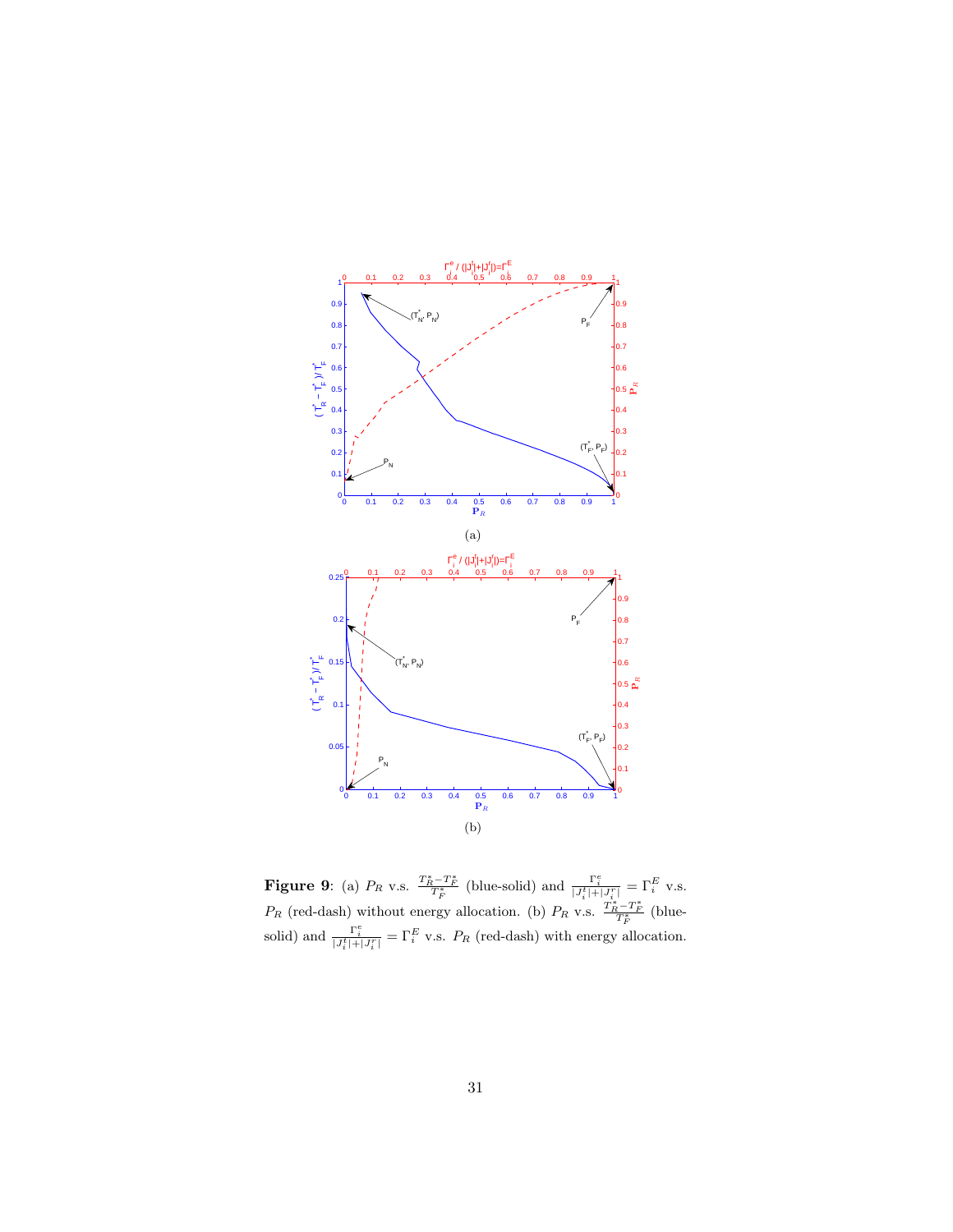(a)

(b)

**Figure 9**: (a) $P_R$ v.s. $\frac{T_R^* - T_F^*}{T_F^*}$ (blue-solid) and $\frac{\Gamma_i^e}{|J_i^t|+|J_i^r|} = \Gamma_i^E$ v.s. $P_R$ (red-dash) without energy allocation. (b) $P_R$ v.s. $\frac{T_R^* - T_F^*}{T_F^*}$ (blue-solid) and $\frac{\Gamma_i^e}{|J_i^t|+|J_i^r|} = \Gamma_i^E$ v.s. $P_R$ (red-dash) with energy allocation.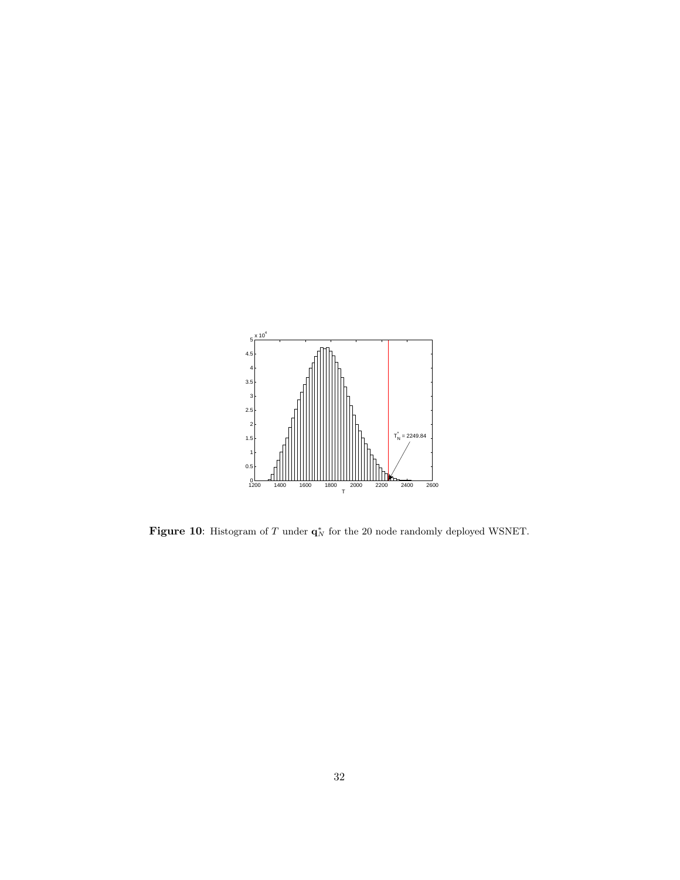x 10^4

5

4.5

4

3.5

3

2.5

2

1.5

1

0.5

0

1200 1400 1600 1800 2000 2200 2400 2600

T

$T_N^* = 2249.84$

**Figure 10**: Histogram of $T$ under $\mathbf{q}_N^*$ for the 20 node randomly deployed WSNET.